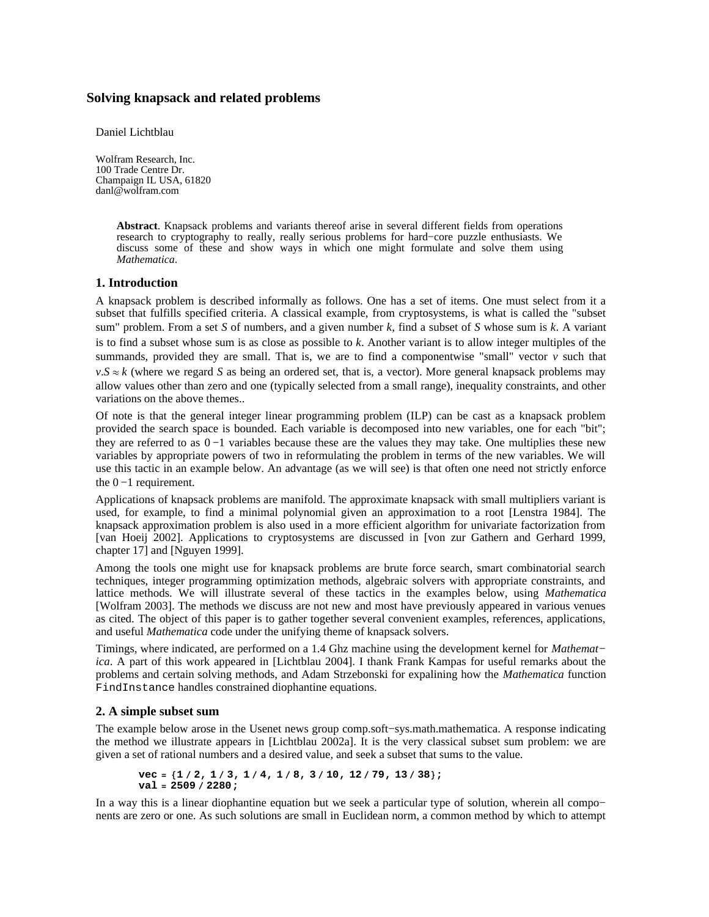# Solving knapsack and related problems

Daniel Lichtblau

Wolfram Research, Inc.
100 Trade Centre Dr.
Champaign IL USA, 61820
danl@wolfram.com

> **Abstract**. Knapsack problems and variants thereof arise in several different fields from operations research to cryptography to really, really serious problems for hard−core puzzle enthusiasts. We discuss some of these and show ways in which one might formulate and solve them using *Mathematica*.

## 1. Introduction

A knapsack problem is described informally as follows. One has a set of items. One must select from it a subset that fulfills specified criteria. A classical example, from cryptosystems, is what is called the "subset sum" problem. From a set $S$ of numbers, and a given number $k$, find a subset of $S$ whose sum is $k$. A variant is to find a subset whose sum is as close as possible to $k$. Another variant is to allow integer multiples of the summands, provided they are small. That is, we are to find a componentwise "small" vector $v$ such that $v.S \approx k$ (where we regard $S$ as being an ordered set, that is, a vector). More general knapsack problems may allow values other than zero and one (typically selected from a small range), inequality constraints, and other variations on the above themes..

Of note is that the general integer linear programming problem (ILP) can be cast as a knapsack problem provided the search space is bounded. Each variable is decomposed into new variables, one for each "bit"; they are referred to as $0-1$ variables because these are the values they may take. One multiplies these new variables by appropriate powers of two in reformulating the problem in terms of the new variables. We will use this tactic in an example below. An advantage (as we will see) is that often one need not strictly enforce the $0-1$ requirement.

Applications of knapsack problems are manifold. The approximate knapsack with small multipliers variant is used, for example, to find a minimal polynomial given an approximation to a root [Lenstra 1984]. The knapsack approximation problem is also used in a more efficient algorithm for univariate factorization from [van Hoeij 2002]. Applications to cryptosystems are discussed in [von zur Gathern and Gerhard 1999, chapter 17] and [Nguyen 1999].

Among the tools one might use for knapsack problems are brute force search, smart combinatorial search techniques, integer programming optimization methods, algebraic solvers with appropriate constraints, and lattice methods. We will illustrate several of these tactics in the examples below, using *Mathematica* [Wolfram 2003]. The methods we discuss are not new and most have previously appeared in various venues as cited. The object of this paper is to gather together several convenient examples, references, applications, and useful *Mathematica* code under the unifying theme of knapsack solvers.

Timings, where indicated, are performed on a 1.4 Ghz machine using the development kernel for *Mathematica*. A part of this work appeared in [Lichtblau 2004]. I thank Frank Kampas for useful remarks about the problems and certain solving methods, and Adam Strzebonski for expalining how the *Mathematica* function `FindInstance` handles constrained diophantine equations.

## 2. A simple subset sum

The example below arose in the Usenet news group comp.soft−sys.math.mathematica. A response indicating the method we illustrate appears in [Lichtblau 2002a]. It is the very classical subset sum problem: we are given a set of rational numbers and a desired value, and seek a subset that sums to the value.

```
vec = {1 / 2, 1 / 3, 1 / 4, 1 / 8, 3 / 10, 12 / 79, 13 / 38};
val = 2509 / 2280;
```

In a way this is a linear diophantine equation but we seek a particular type of solution, wherein all components are zero or one. As such solutions are small in Euclidean norm, a common method by which to attempt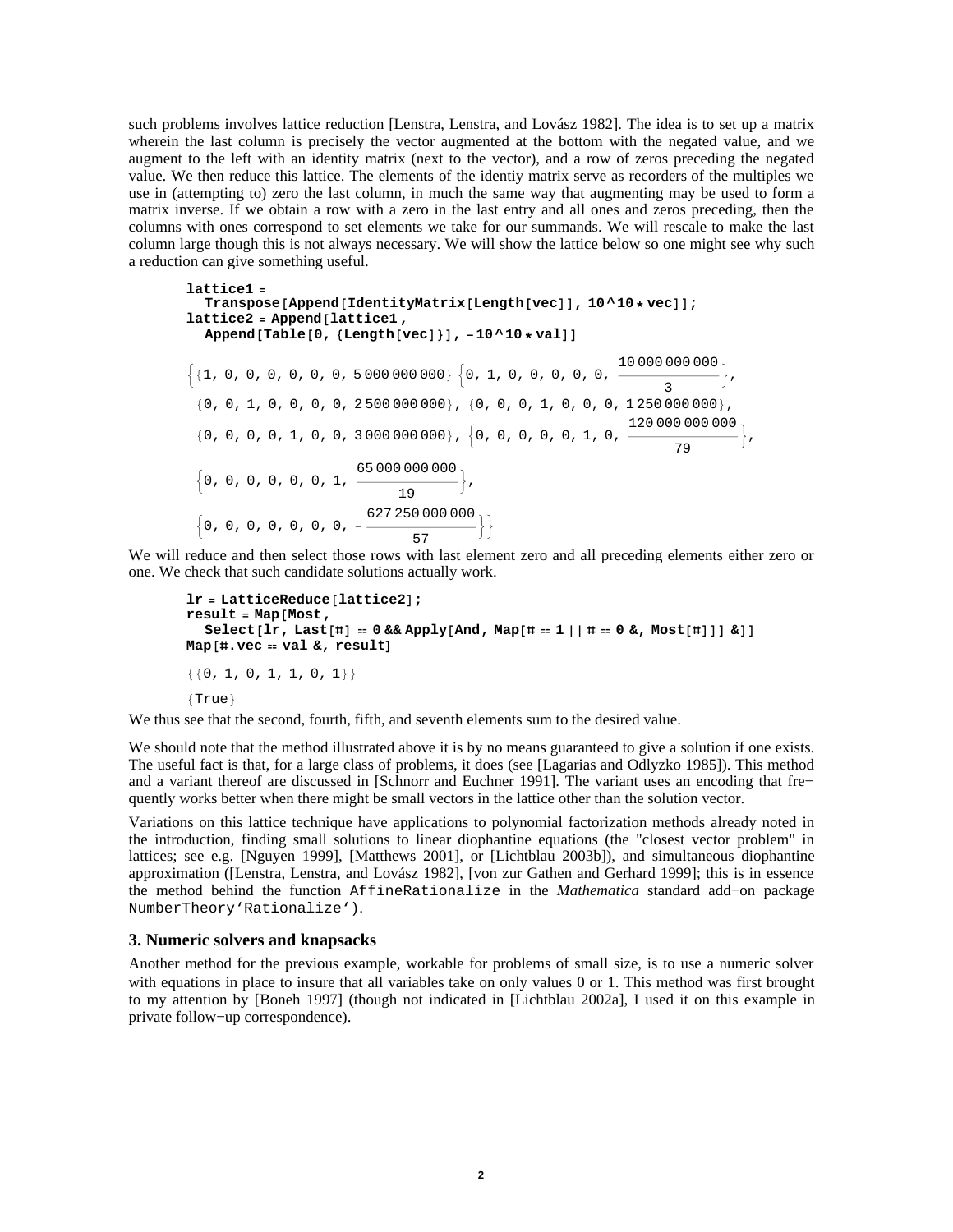such problems involves lattice reduction [Lenstra, Lenstra, and Lovász 1982]. The idea is to set up a matrix wherein the last column is precisely the vector augmented at the bottom with the negated value, and we augment to the left with an identity matrix (next to the vector), and a row of zeros preceding the negated value. We then reduce this lattice. The elements of the identiy matrix serve as recorders of the multiples we use in (attempting to) zero the last column, in much the same way that augmenting may be used to form a matrix inverse. If we obtain a row with a zero in the last entry and all ones and zeros preceding, then the columns with ones correspond to set elements we take for our summands. We will rescale to make the last column large though this is not always necessary. We will show the lattice below so one might see why such a reduction can give something useful.

```
lattice1 =
  Transpose[Append[IdentityMatrix[Length[vec]], 10^10 * vec]];
lattice2 = Append[lattice1,
  Append[Table[0, {Length[vec]}], -10^10 * val]]
```

$$\left\{\{1, 0, 0, 0, 0, 0, 0, 5000000000\}\left\{0, 1, 0, 0, 0, 0, 0, \frac{10000000000}{3}\right\}, \{0, 0, 1, 0, 0, 0, 0, 2500000000\}, \{0, 0, 0, 1, 0, 0, 0, 1250000000\}, \{0, 0, 0, 0, 1, 0, 0, 3000000000\}, \left\{0, 0, 0, 0, 0, 1, 0, \frac{120000000000}{79}\right\}, \left\{0, 0, 0, 0, 0, 0, 1, \frac{65000000000}{19}\right\}, \left\{0, 0, 0, 0, 0, 0, 0, -\frac{627250000000}{57}\right\}\right\}$$

We will reduce and then select those rows with last element zero and all preceding elements either zero or one. We check that such candidate solutions actually work.

```
lr = LatticeReduce[lattice2];
result = Map[Most,
  Select[lr, Last[#] == 0 && Apply[And, Map[# == 1 || # == 0 &, Most[#]]] &]]
Map[#.vec == val &, result]
```

```
{{0, 1, 0, 1, 1, 0, 1}}
```

```
{True}
```

We thus see that the second, fourth, fifth, and seventh elements sum to the desired value.

We should note that the method illustrated above it is by no means guaranteed to give a solution if one exists. The useful fact is that, for a large class of problems, it does (see [Lagarias and Odlyzko 1985]). This method and a variant thereof are discussed in [Schnorr and Euchner 1991]. The variant uses an encoding that frequently works better when there might be small vectors in the lattice other than the solution vector.

Variations on this lattice technique have applications to polynomial factorization methods already noted in the introduction, finding small solutions to linear diophantine equations (the "closest vector problem" in lattices; see e.g. [Nguyen 1999], [Matthews 2001], or [Lichtblau 2003b]), and simultaneous diophantine approximation ([Lenstra, Lenstra, and Lovász 1982], [von zur Gathen and Gerhard 1999]; this is in essence the method behind the function `AffineRationalize` in the *Mathematica* standard add-on package `NumberTheory'Rationalize'`).

### 3. Numeric solvers and knapsacks

Another method for the previous example, workable for problems of small size, is to use a numeric solver with equations in place to insure that all variables take on only values 0 or 1. This method was first brought to my attention by [Boneh 1997] (though not indicated in [Lichtblau 2002a], I used it on this example in private follow-up correspondence).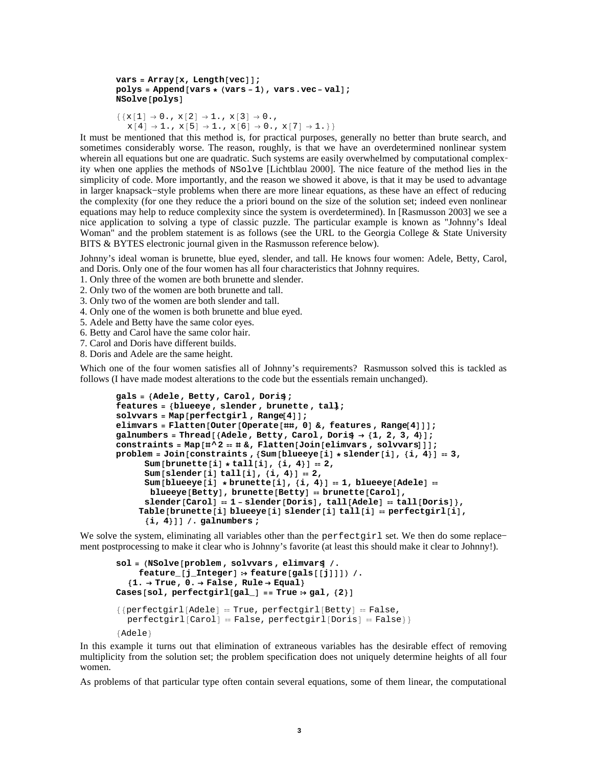```
vars = Array[x, Length[vec]];
polys = Append[vars * (vars - 1), vars.vec - val];
NSolve[polys]
```

```
{{x[1] → 0., x[2] → 1., x[3] → 0.,
  x[4] → 1., x[5] → 1., x[6] → 0., x[7] → 1.}}
```

It must be mentioned that this method is, for practical purposes, generally no better than brute search, and sometimes considerably worse. The reason, roughly, is that we have an overdetermined nonlinear system wherein all equations but one are quadratic. Such systems are easily overwhelmed by computational complexity when one applies the methods of NSolve [Lichtblau 2000]. The nice feature of the method lies in the simplicity of code. More importantly, and the reason we showed it above, is that it may be used to advantage in larger knapsack−style problems when there are more linear equations, as these have an effect of reducing the complexity (for one they reduce the a priori bound on the size of the solution set; indeed even nonlinear equations may help to reduce complexity since the system is overdetermined). In [Rasmusson 2003] we see a nice application to solving a type of classic puzzle. The particular example is known as "Johnny's Ideal Woman" and the problem statement is as follows (see the URL to the Georgia College & State University BITS & BYTES electronic journal given in the Rasmusson reference below).

Johnny's ideal woman is brunette, blue eyed, slender, and tall. He knows four women: Adele, Betty, Carol, and Doris. Only one of the four women has all four characteristics that Johnny requires.

1. Only three of the women are both brunette and slender.
2. Only two of the women are both brunette and tall.
3. Only two of the women are both slender and tall.
4. Only one of the women is both brunette and blue eyed.
5. Adele and Betty have the same color eyes.
6. Betty and Carol have the same color hair.
7. Carol and Doris have different builds.
8. Doris and Adele are the same height.

Which one of the four women satisfies all of Johnny's requirements? Rasmusson solved this is tackled as follows (I have made modest alterations to the code but the essentials remain unchanged).

```
gals = {Adele, Betty, Carol, Doris};
features = {blueeye, slender, brunette, tall};
solvvars = Map[perfectgirl, Range[4]];
elimvars = Flatten[Outer[Operate[#1, #2] &, features, Range[4]]];
galnumbers = Thread[{Adele, Betty, Carol, Doris} → {1, 2, 3, 4}];
constraints = Map[#^2 == # &, Flatten[Join[elimvars, solvvars]]];
problem = Join[constraints, {Sum[blueeye[i] * slender[i], {i, 4}] == 3,
     Sum[brunette[i] * tall[i], {i, 4}] == 2,
     Sum[slender[i] tall[i], {i, 4}] == 2,
     Sum[blueeye[i] * brunette[i], {i, 4}] == 1, blueeye[Adele] ==
      blueeye[Betty], brunette[Betty] == brunette[Carol],
     slender[Carol] == 1 - slender[Doris], tall[Adele] == tall[Doris]},
    Table[brunette[i] blueeye[i] slender[i] tall[i] == perfectgirl[i],
     {i, 4}]] /. galnumbers;
```

We solve the system, eliminating all variables other than the perfectgirl set. We then do some replace−ment postprocessing to make it clear who is Johnny's favorite (at least this should make it clear to Johnny!).

```
sol = (NSolve[problem, solvvars, elimvars] /.
    feature_[j_Integer] :> feature[gals[[j]]]) /.
  {1. → True, 0. → False, Rule → Equal}
Cases[sol, perfectgirl[gal_] == True :> gal, {2}]
```

```
{{perfectgirl[Adele] == True, perfectgirl[Betty] == False,
  perfectgirl[Carol] == False, perfectgirl[Doris] == False}}
```

```
{Adele}
```

In this example it turns out that elimination of extraneous variables has the desirable effect of removing multiplicity from the solution set; the problem specification does not uniquely determine heights of all four women.

As problems of that particular type often contain several equations, some of them linear, the computational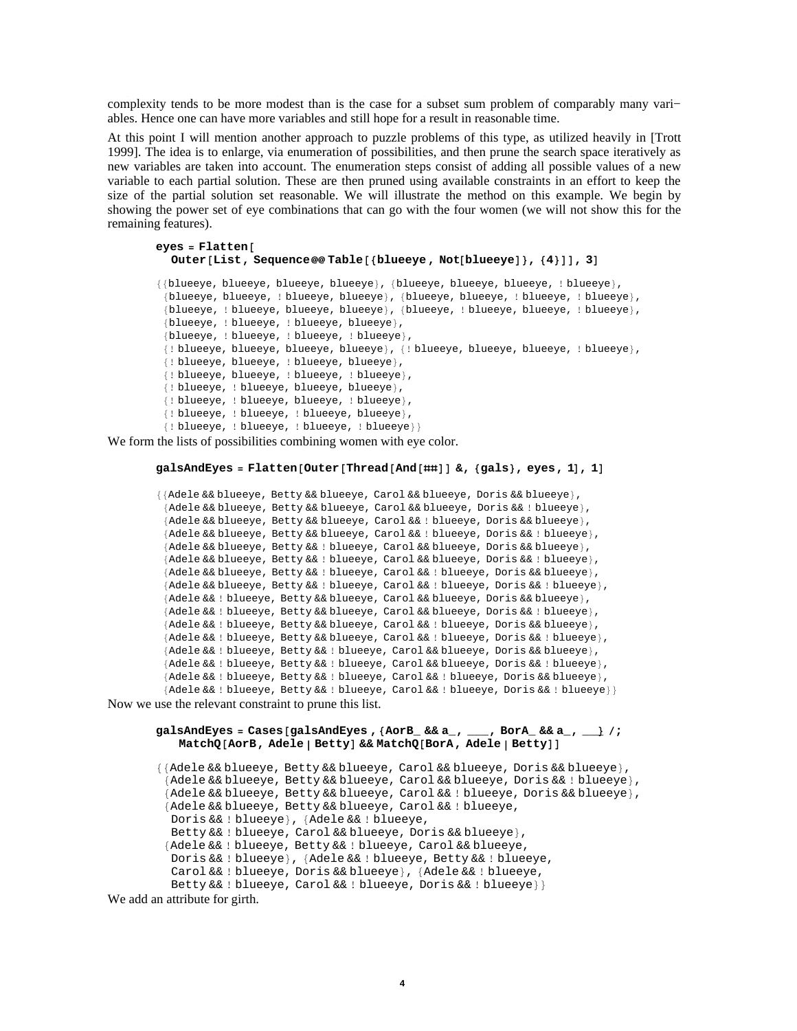complexity tends to be more modest than is the case for a subset sum problem of comparably many variables. Hence one can have more variables and still hope for a result in reasonable time.

At this point I will mention another approach to puzzle problems of this type, as utilized heavily in [Trott 1999]. The idea is to enlarge, via enumeration of possibilities, and then prune the search space iteratively as new variables are taken into account. The enumeration steps consist of adding all possible values of a new variable to each partial solution. These are then pruned using available constraints in an effort to keep the size of the partial solution set reasonable. We will illustrate the method on this example. We begin by showing the power set of eye combinations that can go with the four women (we will not show this for the remaining features).

```
eyes = Flatten[
  Outer[List, Sequence @@ Table[{blueeye, Not[blueeye]}, {4}]], 3]
```

```
{{blueeye, blueeye, blueeye, blueeye}, {blueeye, blueeye, blueeye, ! blueeye},
 {blueeye, blueeye, ! blueeye, blueeye}, {blueeye, blueeye, ! blueeye, ! blueeye},
 {blueeye, ! blueeye, blueeye, blueeye}, {blueeye, ! blueeye, blueeye, ! blueeye},
 {blueeye, ! blueeye, ! blueeye, blueeye},
 {blueeye, ! blueeye, ! blueeye, ! blueeye},
 {! blueeye, blueeye, blueeye, blueeye}, {! blueeye, blueeye, blueeye, ! blueeye},
 {! blueeye, blueeye, ! blueeye, blueeye},
 {! blueeye, blueeye, ! blueeye, ! blueeye},
 {! blueeye, ! blueeye, blueeye, blueeye},
 {! blueeye, ! blueeye, blueeye, ! blueeye},
 {! blueeye, ! blueeye, ! blueeye, blueeye},
 {! blueeye, ! blueeye, ! blueeye, ! blueeye}}
```

We form the lists of possibilities combining women with eye color.

```
galsAndEyes = Flatten[Outer[Thread[And[##]] &, {gals}, eyes, 1], 1]
```

```
{{Adele && blueeye, Betty && blueeye, Carol && blueeye, Doris && blueeye},
 {Adele && blueeye, Betty && blueeye, Carol && blueeye, Doris && ! blueeye},
 {Adele && blueeye, Betty && blueeye, Carol && ! blueeye, Doris && blueeye},
 {Adele && blueeye, Betty && blueeye, Carol && ! blueeye, Doris && ! blueeye},
 {Adele && blueeye, Betty && ! blueeye, Carol && blueeye, Doris && blueeye},
 {Adele && blueeye, Betty && ! blueeye, Carol && blueeye, Doris && ! blueeye},
 {Adele && blueeye, Betty && ! blueeye, Carol && ! blueeye, Doris && blueeye},
 {Adele && blueeye, Betty && ! blueeye, Carol && ! blueeye, Doris && ! blueeye},
 {Adele && ! blueeye, Betty && blueeye, Carol && blueeye, Doris && blueeye},
 {Adele && ! blueeye, Betty && blueeye, Carol && blueeye, Doris && ! blueeye},
 {Adele && ! blueeye, Betty && blueeye, Carol && ! blueeye, Doris && blueeye},
 {Adele && ! blueeye, Betty && blueeye, Carol && ! blueeye, Doris && ! blueeye},
 {Adele && ! blueeye, Betty && ! blueeye, Carol && blueeye, Doris && blueeye},
 {Adele && ! blueeye, Betty && ! blueeye, Carol && blueeye, Doris && ! blueeye},
 {Adele && ! blueeye, Betty && ! blueeye, Carol && ! blueeye, Doris && blueeye},
 {Adele && ! blueeye, Betty && ! blueeye, Carol && ! blueeye, Doris && ! blueeye}}
```

Now we use the relevant constraint to prune this list.

```
galsAndEyes = Cases[galsAndEyes, {AorB_ && a_, ___, BorA_ && a_, __} /;
   MatchQ[AorB, Adele | Betty] && MatchQ[BorA, Adele | Betty]]
```

```
{{Adele && blueeye, Betty && blueeye, Carol && blueeye, Doris && blueeye},
 {Adele && blueeye, Betty && blueeye, Carol && blueeye, Doris && ! blueeye},
 {Adele && blueeye, Betty && blueeye, Carol && ! blueeye, Doris && blueeye},
 {Adele && blueeye, Betty && blueeye, Carol && ! blueeye,
  Doris && ! blueeye}, {Adele && ! blueeye,
  Betty && ! blueeye, Carol && blueeye, Doris && blueeye},
 {Adele && ! blueeye, Betty && ! blueeye, Carol && blueeye,
  Doris && ! blueeye}, {Adele && ! blueeye, Betty && ! blueeye,
  Carol && ! blueeye, Doris && blueeye}, {Adele && ! blueeye,
  Betty && ! blueeye, Carol && ! blueeye, Doris && ! blueeye}}
```

We add an attribute for girth.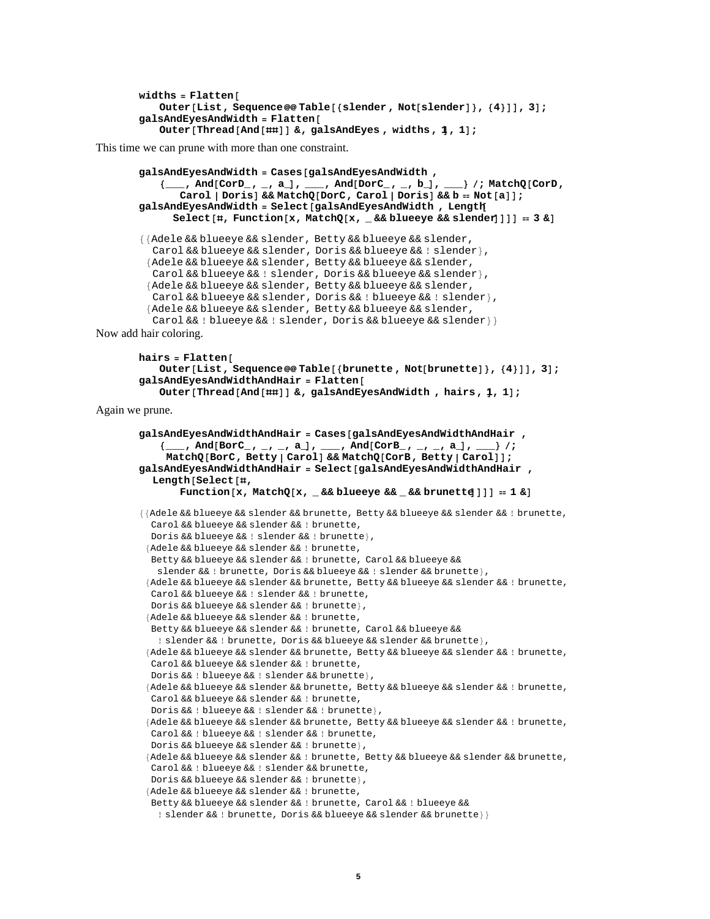```
widths = Flatten[
   Outer[List, Sequence @@ Table[{slender, Not[slender]}, {4}]], 3];
galsAndEyesAndWidth = Flatten[
   Outer[Thread[And[##]] &, galsAndEyes, widths, 1], 1];
```

This time we can prune with more than one constraint.

```
galsAndEyesAndWidth = Cases[galsAndEyesAndWidth,
   {___, And[CorD_, _, a_], ___, And[DorC_, _, b_], ___} /; MatchQ[CorD,
      Carol | Doris] && MatchQ[DorC, Carol | Doris] && b == Not[a]];
galsAndEyesAndWidth = Select[galsAndEyesAndWidth, Length[
     Select[#, Function[x, MatchQ[x, _ && blueeye && slender]]]] == 3 &]
```

```
{{Adele && blueeye && slender, Betty && blueeye && slender,
  Carol && blueeye && slender, Doris && blueeye && ! slender},
 {Adele && blueeye && slender, Betty && blueeye && slender,
  Carol && blueeye && ! slender, Doris && blueeye && slender},
 {Adele && blueeye && slender, Betty && blueeye && slender,
  Carol && blueeye && slender, Doris && ! blueeye && ! slender},
 {Adele && blueeye && slender, Betty && blueeye && slender,
  Carol && ! blueeye && ! slender, Doris && blueeye && slender}}
```

Now add hair coloring.

```
hairs = Flatten[
   Outer[List, Sequence @@ Table[{brunette, Not[brunette]}, {4}]], 3];
galsAndEyesAndWidthAndHair = Flatten[
   Outer[Thread[And[##]] &, galsAndEyesAndWidth, hairs, 1], 1];
```

Again we prune.

```
galsAndEyesAndWidthAndHair = Cases[galsAndEyesAndWidthAndHair,
   {___, And[BorC_, _, _, a_], ___, And[CorB_, _, _, a_], ___} /;
    MatchQ[BorC, Betty | Carol] && MatchQ[CorB, Betty | Carol]];
galsAndEyesAndWidthAndHair = Select[galsAndEyesAndWidthAndHair,
  Length[Select[#,
      Function[x, MatchQ[x, _ && blueeye && _ && brunette]]]] == 1 &]
```

```
{{Adele && blueeye && slender && brunette, Betty && blueeye && slender && ! brunette,
  Carol && blueeye && slender && ! brunette,
  Doris && blueeye && ! slender && ! brunette},
 {Adele && blueeye && slender && ! brunette,
  Betty && blueeye && slender && ! brunette, Carol && blueeye &&
   slender && ! brunette, Doris && blueeye && ! slender && brunette},
 {Adele && blueeye && slender && brunette, Betty && blueeye && slender && ! brunette,
  Carol && blueeye && ! slender && ! brunette,
  Doris && blueeye && slender && ! brunette},
 {Adele && blueeye && slender && ! brunette,
  Betty && blueeye && slender && ! brunette, Carol && blueeye &&
   ! slender && ! brunette, Doris && blueeye && slender && brunette},
 {Adele && blueeye && slender && brunette, Betty && blueeye && slender && ! brunette,
  Carol && blueeye && slender && ! brunette,
  Doris && ! blueeye && ! slender && brunette},
 {Adele && blueeye && slender && brunette, Betty && blueeye && slender && ! brunette,
  Carol && blueeye && slender && ! brunette,
  Doris && ! blueeye && ! slender && ! brunette},
 {Adele && blueeye && slender && brunette, Betty && blueeye && slender && ! brunette,
  Carol && ! blueeye && ! slender && ! brunette,
  Doris && blueeye && slender && ! brunette},
 {Adele && blueeye && slender && ! brunette, Betty && blueeye && slender && brunette,
  Carol && ! blueeye && ! slender && brunette,
  Doris && blueeye && slender && ! brunette},
 {Adele && blueeye && slender && ! brunette,
  Betty && blueeye && slender && ! brunette, Carol && ! blueeye &&
   ! slender && ! brunette, Doris && blueeye && slender && brunette}}
```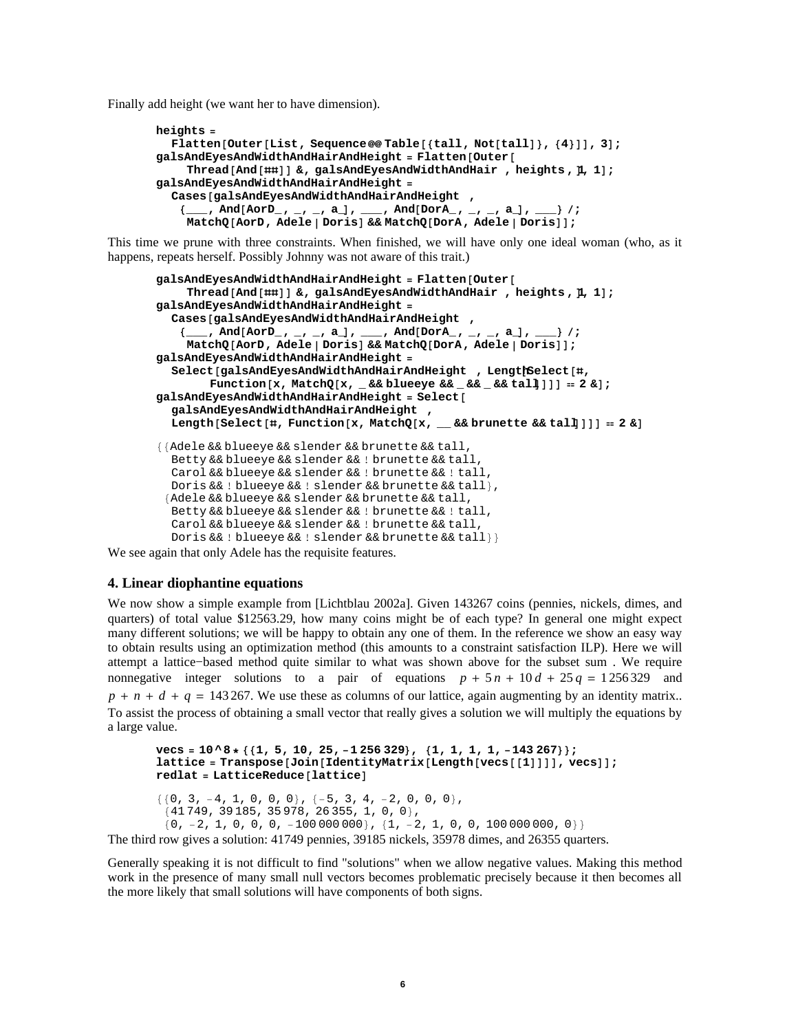Finally add height (we want her to have dimension).

```
heights =
  Flatten[Outer[List, Sequence@@Table[{tall, Not[tall]}, {4}]], 3];
galsAndEyesAndWidthAndHairAndHeight = Flatten[Outer[
    Thread[And[##]] &, galsAndEyesAndWidthAndHair , heights , 1], 1];
galsAndEyesAndWidthAndHairAndHeight =
  Cases[galsAndEyesAndWidthAndHairAndHeight ,
   {___, And[AorD_, _, _, a_], ___, And[DorA_, _, _, a_], ___} /;
    MatchQ[AorD, Adele | Doris] && MatchQ[DorA, Adele | Doris]];
```

This time we prune with three constraints. When finished, we will have only one ideal woman (who, as it happens, repeats herself. Possibly Johnny was not aware of this trait.)

```
galsAndEyesAndWidthAndHairAndHeight = Flatten[Outer[
    Thread[And[##]] &, galsAndEyesAndWidthAndHair , heights , 1], 1];
galsAndEyesAndWidthAndHairAndHeight =
  Cases[galsAndEyesAndWidthAndHairAndHeight ,
   {___, And[AorD_, _, _, a_], ___, And[DorA_, _, _, a_], ___} /;
    MatchQ[AorD, Adele | Doris] && MatchQ[DorA, Adele | Doris]];
galsAndEyesAndWidthAndHairAndHeight =
  Select[galsAndEyesAndWidthAndHairAndHeight , Length[Select[#,
      Function[x, MatchQ[x, _ && blueeye && _ && _ && tall]]]] == 2 &];
galsAndEyesAndWidthAndHairAndHeight = Select[
  galsAndEyesAndWidthAndHairAndHeight ,
  Length[Select[#, Function[x, MatchQ[x, __ && brunette && tall]]]] == 2 &]

{{Adele && blueeye && slender && brunette && tall,
  Betty && blueeye && slender && ! brunette && tall,
  Carol && blueeye && slender && ! brunette && ! tall,
  Doris && ! blueeye && ! slender && brunette && tall},
 {Adele && blueeye && slender && brunette && tall,
  Betty && blueeye && slender && ! brunette && ! tall,
  Carol && blueeye && slender && ! brunette && tall,
  Doris && ! blueeye && ! slender && brunette && tall}}
```

We see again that only Adele has the requisite features.

## 4. Linear diophantine equations

We now show a simple example from [Lichtblau 2002a]. Given 143267 coins (pennies, nickels, dimes, and quarters) of total value $12563.29, how many coins might be of each type? In general one might expect many different solutions; we will be happy to obtain any one of them. In the reference we show an easy way to obtain results using an optimization method (this amounts to a constraint satisfaction ILP). Here we will attempt a lattice−based method quite similar to what was shown above for the subset sum . We require nonnegative integer solutions to a pair of equations $p + 5n + 10d + 25q = 1256329$ and $p + n + d + q = 143267$. We use these as columns of our lattice, again augmenting by an identity matrix.. To assist the process of obtaining a small vector that really gives a solution we will multiply the equations by a large value.

```
vecs = 10^8 * {{1, 5, 10, 25, -1256329}, {1, 1, 1, 1, -143267}};
lattice = Transpose[Join[IdentityMatrix[Length[vecs[[1]]]], vecs]];
redlat = LatticeReduce[lattice]

{{0, 3, -4, 1, 0, 0, 0}, {-5, 3, 4, -2, 0, 0, 0},
 {41749, 39185, 35978, 26355, 1, 0, 0},
 {0, -2, 1, 0, 0, 0, -100000000}, {1, -2, 1, 0, 0, 100000000, 0}}
```

The third row gives a solution: 41749 pennies, 39185 nickels, 35978 dimes, and 26355 quarters.

Generally speaking it is not difficult to find "solutions" when we allow negative values. Making this method work in the presence of many small null vectors becomes problematic precisely because it then becomes all the more likely that small solutions will have components of both signs.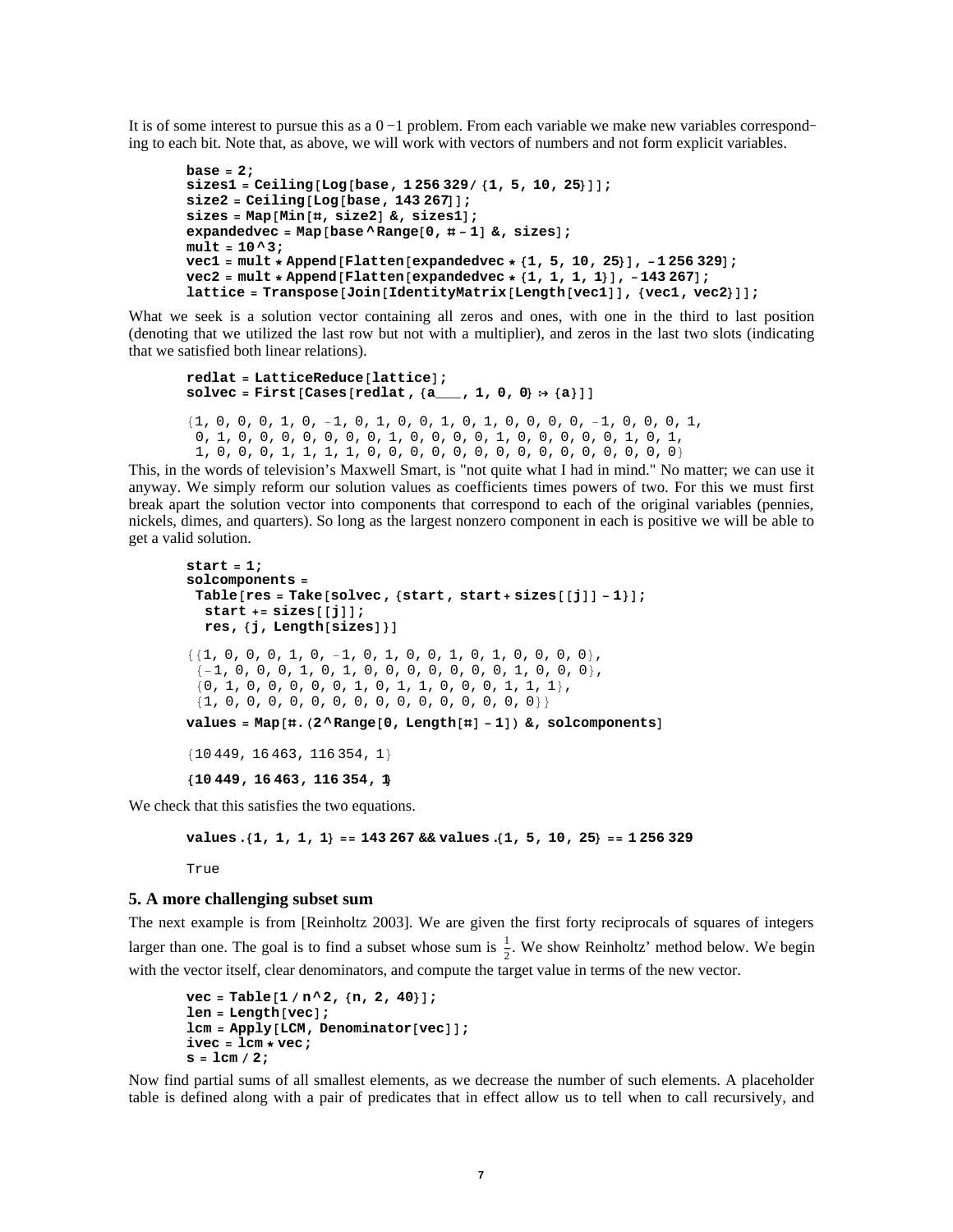It is of some interest to pursue this as a 0 −1 problem. From each variable we make new variables corresponding to each bit. Note that, as above, we will work with vectors of numbers and not form explicit variables.

```
base = 2;
sizes1 = Ceiling[Log[base, 1 256 329 / {1, 5, 10, 25}]];
size2 = Ceiling[Log[base, 143 267]];
sizes = Map[Min[#, size2] &, sizes1];
expandedvec = Map[base ^ Range[0, # - 1] &, sizes];
mult = 10 ^ 3;
vec1 = mult * Append[Flatten[expandedvec * {1, 5, 10, 25}], -1 256 329];
vec2 = mult * Append[Flatten[expandedvec * {1, 1, 1, 1}], -143 267];
lattice = Transpose[Join[IdentityMatrix[Length[vec1]], {vec1, vec2}]];
```

What we seek is a solution vector containing all zeros and ones, with one in the third to last position (denoting that we utilized the last row but not with a multiplier), and zeros in the last two slots (indicating that we satisfied both linear relations).

```
redlat = LatticeReduce[lattice];
solvec = First[Cases[redlat, {a___, 1, 0, 0} :> {a}]]

{1, 0, 0, 0, 1, 0, -1, 0, 1, 0, 0, 1, 0, 1, 0, 0, 0, 0, -1, 0, 0, 0, 1,
 0, 1, 0, 0, 0, 0, 0, 0, 0, 1, 0, 0, 0, 0, 1, 0, 0, 0, 0, 0, 0, 1, 0, 1,
 1, 0, 0, 0, 1, 1, 1, 1, 0, 0, 0, 0, 0, 0, 0, 0, 0, 0, 0, 0, 0, 0}
```

This, in the words of television's Maxwell Smart, is "not quite what I had in mind." No matter; we can use it anyway. We simply reform our solution values as coefficients times powers of two. For this we must first break apart the solution vector into components that correspond to each of the original variables (pennies, nickels, dimes, and quarters). So long as the largest nonzero component in each is positive we will be able to get a valid solution.

```
start = 1;
solcomponents =
 Table[res = Take[solvec, {start, start + sizes[[j]] - 1}];
  start += sizes[[j]];
  res, {j, Length[sizes]}]

{{1, 0, 0, 0, 1, 0, -1, 0, 1, 0, 0, 1, 0, 1, 0, 0, 0, 0},
 {-1, 0, 0, 0, 1, 0, 1, 0, 0, 0, 0, 0, 0, 0, 1, 0, 0, 0},
 {0, 1, 0, 0, 0, 0, 0, 1, 0, 1, 1, 0, 0, 0, 1, 1, 1},
 {1, 0, 0, 0, 0, 0, 0, 0, 0, 0, 0, 0, 0, 0, 0}}

values = Map[#.(2 ^ Range[0, Length[#] - 1]) &, solcomponents]

{10 449, 16 463, 116 354, 1}

{10 449, 16 463, 116 354, 1}
```

We check that this satisfies the two equations.

```
values.{1, 1, 1, 1} == 143 267 && values.{1, 5, 10, 25} == 1 256 329

True
```

## 5. A more challenging subset sum

The next example is from [Reinholtz 2003]. We are given the first forty reciprocals of squares of integers larger than one. The goal is to find a subset whose sum is $\frac{1}{2}$. We show Reinholtz' method below. We begin with the vector itself, clear denominators, and compute the target value in terms of the new vector.

```
vec = Table[1 / n ^ 2, {n, 2, 40}];
len = Length[vec];
lcm = Apply[LCM, Denominator[vec]];
ivec = lcm * vec;
s = lcm / 2;
```

Now find partial sums of all smallest elements, as we decrease the number of such elements. A placeholder table is defined along with a pair of predicates that in effect allow us to tell when to call recursively, and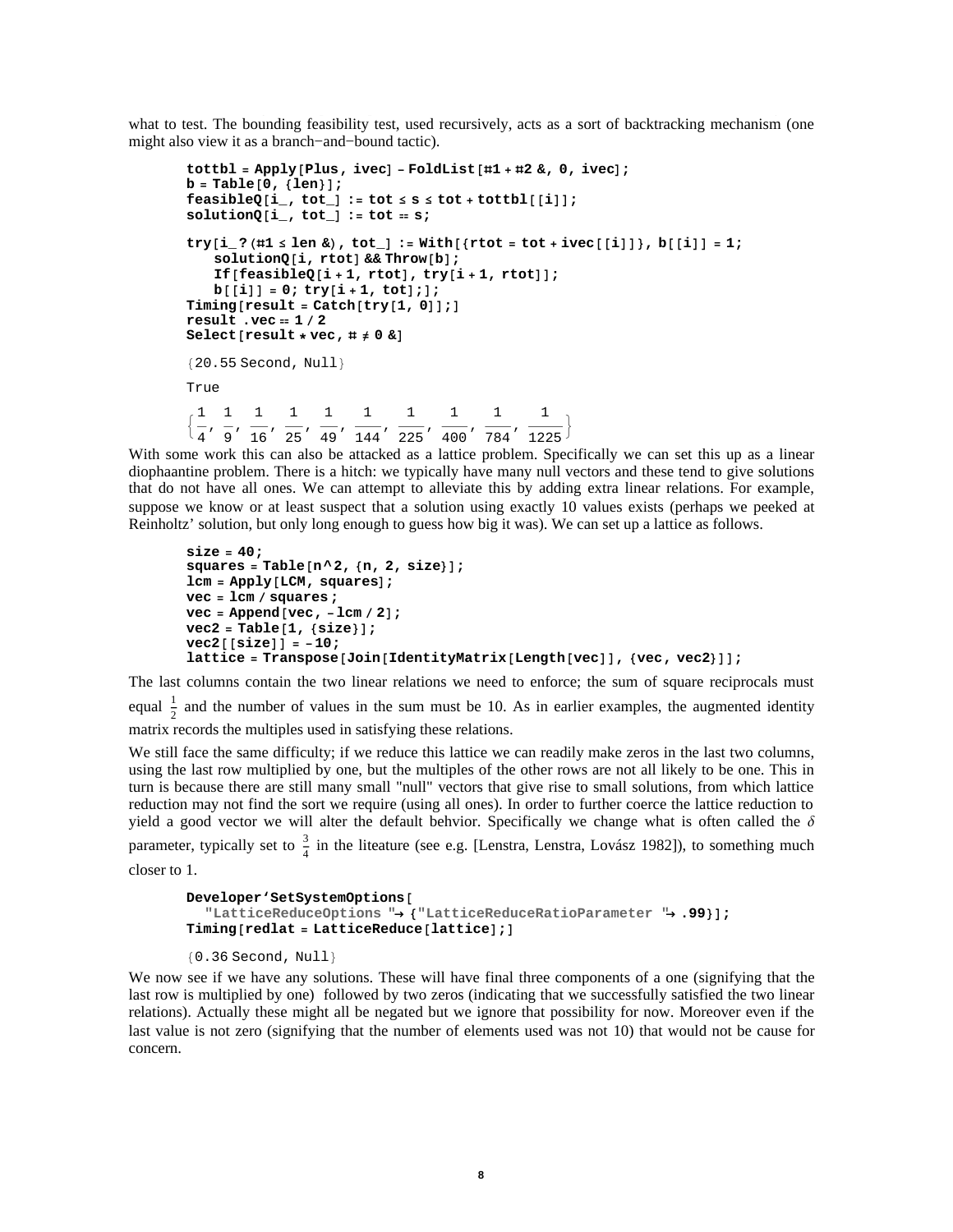what to test. The bounding feasibility test, used recursively, acts as a sort of backtracking mechanism (one might also view it as a branch−and−bound tactic).

```
tottbl = Apply[Plus, ivec] - FoldList[#1 + #2 &, 0, ivec];
b = Table[0, {len}];
feasibleQ[i_, tot_] := tot ≤ s ≤ tot + tottbl[[i]];
solutionQ[i_, tot_] := tot == s;

try[i_?(#1 ≤ len &), tot_] := With[{rtot = tot + ivec[[i]]}, b[[i]] = 1;
    solutionQ[i, rtot] && Throw[b];
    If[feasibleQ[i + 1, rtot], try[i + 1, rtot]];
    b[[i]] = 0; try[i + 1, tot];];
Timing[result = Catch[try[1, 0]];]
result .vec == 1 / 2
Select[result * vec, # ≠ 0 &]

{20.55 Second, Null}

True
```

$$\left\{\frac{1}{4}, \frac{1}{9}, \frac{1}{16}, \frac{1}{25}, \frac{1}{49}, \frac{1}{144}, \frac{1}{225}, \frac{1}{400}, \frac{1}{784}, \frac{1}{1225}\right\}$$

With some work this can also be attacked as a lattice problem. Specifically we can set this up as a linear diophaantine problem. There is a hitch: we typically have many null vectors and these tend to give solutions that do not have all ones. We can attempt to alleviate this by adding extra linear relations. For example, suppose we know or at least suspect that a solution using exactly 10 values exists (perhaps we peeked at Reinholtz' solution, but only long enough to guess how big it was). We can set up a lattice as follows.

```
size = 40;
squares = Table[n^2, {n, 2, size}];
lcm = Apply[LCM, squares];
vec = lcm / squares;
vec = Append[vec, -lcm / 2];
vec2 = Table[1, {size}];
vec2[[size]] = -10;
lattice = Transpose[Join[IdentityMatrix[Length[vec]], {vec, vec2}]];
```

The last columns contain the two linear relations we need to enforce; the sum of square reciprocals must equal $\frac{1}{2}$ and the number of values in the sum must be 10. As in earlier examples, the augmented identity matrix records the multiples used in satisfying these relations.

We still face the same difficulty; if we reduce this lattice we can readily make zeros in the last two columns, using the last row multiplied by one, but the multiples of the other rows are not all likely to be one. This in turn is because there are still many small "null" vectors that give rise to small solutions, from which lattice reduction may not find the sort we require (using all ones). In order to further coerce the lattice reduction to yield a good vector we will alter the default behvior. Specifically we change what is often called the $\delta$ parameter, typically set to $\frac{3}{4}$ in the liteature (see e.g. [Lenstra, Lenstra, Lovász 1982]), to something much closer to 1.

```
Developer`SetSystemOptions[
  "LatticeReduceOptions " → {"LatticeReduceRatioParameter " → .99}];
Timing[redlat = LatticeReduce[lattice];]

{0.36 Second, Null}
```

We now see if we have any solutions. These will have final three components of a one (signifying that the last row is multiplied by one) followed by two zeros (indicating that we successfully satisfied the two linear relations). Actually these might all be negated but we ignore that possibility for now. Moreover even if the last value is not zero (signifying that the number of elements used was not 10) that would not be cause for concern.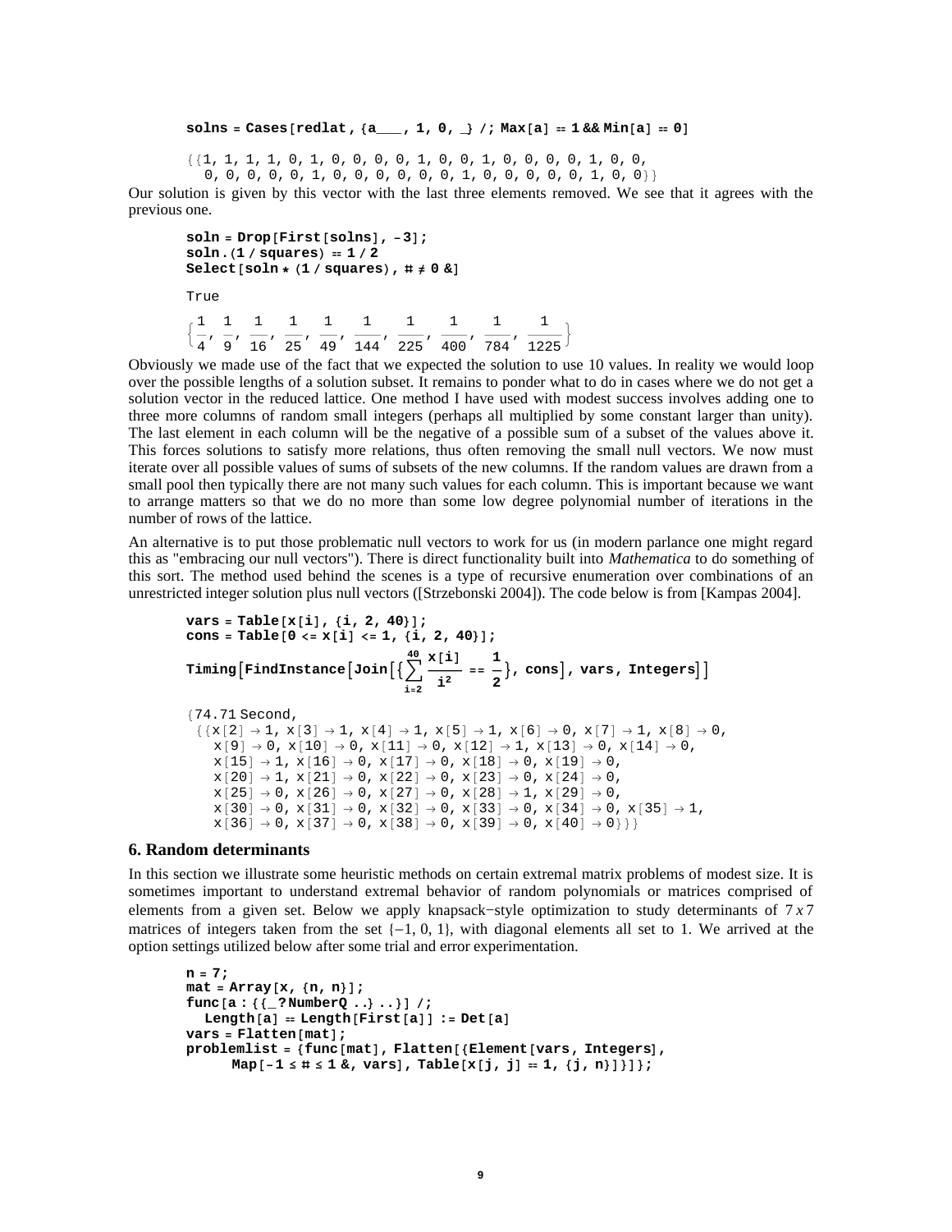```
solns = Cases[redlat, {a___, 1, 0, _} /; Max[a] == 1 && Min[a] == 0]
```

```
{{1, 1, 1, 1, 0, 1, 0, 0, 0, 0, 1, 0, 0, 1, 0, 0, 0, 0, 1, 0, 0,
  0, 0, 0, 0, 0, 1, 0, 0, 0, 0, 0, 0, 1, 0, 0, 0, 0, 0, 1, 0, 0}}
```

Our solution is given by this vector with the last three elements removed. We see that it agrees with the previous one.

```
soln = Drop[First[solns], -3];
soln.(1 / squares) == 1 / 2
Select[soln * (1 / squares), # ≠ 0 &]
```

```
True
```

$$\left\{\frac{1}{4}, \frac{1}{9}, \frac{1}{16}, \frac{1}{25}, \frac{1}{49}, \frac{1}{144}, \frac{1}{225}, \frac{1}{400}, \frac{1}{784}, \frac{1}{1225}\right\}$$

Obviously we made use of the fact that we expected the solution to use 10 values. In reality we would loop over the possible lengths of a solution subset. It remains to ponder what to do in cases where we do not get a solution vector in the reduced lattice. One method I have used with modest success involves adding one to three more columns of random small integers (perhaps all multiplied by some constant larger than unity). The last element in each column will be the negative of a possible sum of a subset of the values above it. This forces solutions to satisfy more relations, thus often removing the small null vectors. We now must iterate over all possible values of sums of subsets of the new columns. If the random values are drawn from a small pool then typically there are not many such values for each column. This is important because we want to arrange matters so that we do no more than some low degree polynomial number of iterations in the number of rows of the lattice.

An alternative is to put those problematic null vectors to work for us (in modern parlance one might regard this as "embracing our null vectors"). There is direct functionality built into *Mathematica* to do something of this sort. The method used behind the scenes is a type of recursive enumeration over combinations of an unrestricted integer solution plus null vectors ([Strzebonski 2004]). The code below is from [Kampas 2004].

```
vars = Table[x[i], {i, 2, 40}];
cons = Table[0 <= x[i] <= 1, {i, 2, 40}];
Timing[FindInstance[Join[{Sum[x[i]/i^2, {i, 2, 40}] == 1/2}, cons], vars, Integers]]
```

```
{74.71 Second,
 {{x[2] → 1, x[3] → 1, x[4] → 1, x[5] → 1, x[6] → 0, x[7] → 1, x[8] → 0,
   x[9] → 0, x[10] → 0, x[11] → 0, x[12] → 1, x[13] → 0, x[14] → 0,
   x[15] → 1, x[16] → 0, x[17] → 0, x[18] → 0, x[19] → 0,
   x[20] → 1, x[21] → 0, x[22] → 0, x[23] → 0, x[24] → 0,
   x[25] → 0, x[26] → 0, x[27] → 0, x[28] → 1, x[29] → 0,
   x[30] → 0, x[31] → 0, x[32] → 0, x[33] → 0, x[34] → 0, x[35] → 1,
   x[36] → 0, x[37] → 0, x[38] → 0, x[39] → 0, x[40] → 0}}}
```

## 6. Random determinants

In this section we illustrate some heuristic methods on certain extremal matrix problems of modest size. It is sometimes important to understand extremal behavior of random polynomials or matrices comprised of elements from a given set. Below we apply knapsack−style optimization to study determinants of $7 x 7$ matrices of integers taken from the set $\{-1, 0, 1\}$, with diagonal elements all set to 1. We arrived at the option settings utilized below after some trial and error experimentation.

```
n = 7;
mat = Array[x, {n, n}];
func[a : {{_?NumberQ ..} ..}] /;
   Length[a] == Length[First[a]] := Det[a]
vars = Flatten[mat];
problemlist = {func[mat], Flatten[{Element[vars, Integers],
      Map[-1 ≤ # ≤ 1 &, vars], Table[x[j, j] == 1, {j, n}]}]};
```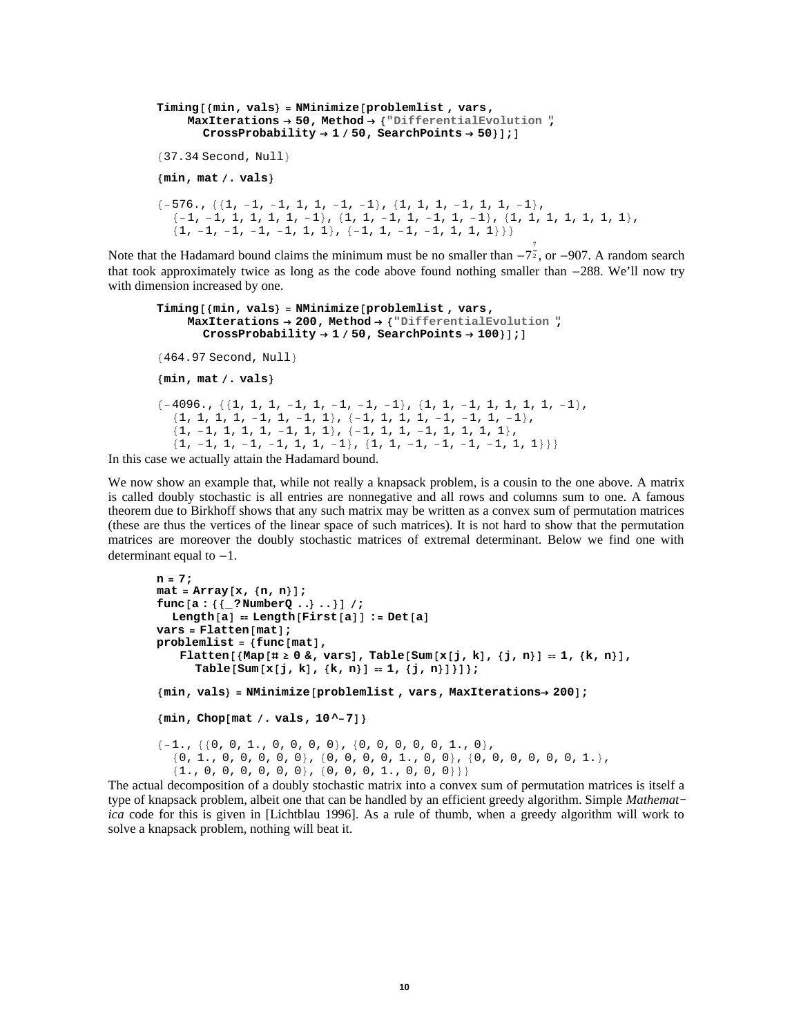```
Timing[{min, vals} = NMinimize[problemlist, vars,
    MaxIterations → 50, Method → {"DifferentialEvolution",
      CrossProbability → 1 / 50, SearchPoints → 50}];]
```

```
{37.34 Second, Null}
```

```
{min, mat /. vals}
```

```
{-576., {{1, -1, -1, 1, 1, -1, -1}, {1, 1, 1, -1, 1, 1, -1},
  {-1, -1, 1, 1, 1, 1, -1}, {1, 1, -1, 1, -1, 1, -1}, {1, 1, 1, 1, 1, 1, 1},
  {1, -1, -1, -1, -1, 1, 1}, {-1, 1, -1, -1, 1, 1, 1}}}
```

Note that the Hadamard bound claims the minimum must be no smaller than $-7^{\frac{7}{2}}$, or $-907$. A random search that took approximately twice as long as the code above found nothing smaller than $-288$. We'll now try with dimension increased by one.

```
Timing[{min, vals} = NMinimize[problemlist, vars,
    MaxIterations → 200, Method → {"DifferentialEvolution",
      CrossProbability → 1 / 50, SearchPoints → 100}];]
```

```
{464.97 Second, Null}
```

```
{min, mat /. vals}
```

```
{-4096., {{1, 1, 1, -1, 1, -1, -1, -1}, {1, 1, -1, 1, 1, 1, 1, -1},
  {1, 1, 1, 1, -1, 1, -1, 1}, {-1, 1, 1, 1, -1, -1, 1, -1},
  {1, -1, 1, 1, 1, -1, 1, 1}, {-1, 1, 1, -1, 1, 1, 1, 1},
  {1, -1, 1, -1, -1, 1, 1, -1}, {1, 1, -1, -1, -1, -1, 1, 1}}}
```

In this case we actually attain the Hadamard bound.

We now show an example that, while not really a knapsack problem, is a cousin to the one above. A matrix is called doubly stochastic is all entries are nonnegative and all rows and columns sum to one. A famous theorem due to Birkhoff shows that any such matrix may be written as a convex sum of permutation matrices (these are thus the vertices of the linear space of such matrices). It is not hard to show that the permutation matrices are moreover the doubly stochastic matrices of extremal determinant. Below we find one with determinant equal to $-1$.

```
n = 7;
mat = Array[x, {n, n}];
func[a : {{_?NumberQ ..} ..}] /;
  Length[a] == Length[First[a]] := Det[a]
vars = Flatten[mat];
problemlist = {func[mat],
   Flatten[{Map[# ≥ 0 &, vars], Table[Sum[x[j, k], {j, n}] == 1, {k, n}],
     Table[Sum[x[j, k], {k, n}] == 1, {j, n}]}]};
```

```
{min, vals} = NMinimize[problemlist, vars, MaxIterations → 200];
```

```
{min, Chop[mat /. vals, 10^-7]}
```

```
{-1., {{0, 0, 1., 0, 0, 0, 0}, {0, 0, 0, 0, 0, 1., 0},
  {0, 1., 0, 0, 0, 0, 0}, {0, 0, 0, 0, 1., 0, 0}, {0, 0, 0, 0, 0, 0, 1.},
  {1., 0, 0, 0, 0, 0, 0}, {0, 0, 0, 1., 0, 0, 0}}}
```

The actual decomposition of a doubly stochastic matrix into a convex sum of permutation matrices is itself a type of knapsack problem, albeit one that can be handled by an efficient greedy algorithm. Simple *Mathematica* code for this is given in [Lichtblau 1996]. As a rule of thumb, when a greedy algorithm will work to solve a knapsack problem, nothing will beat it.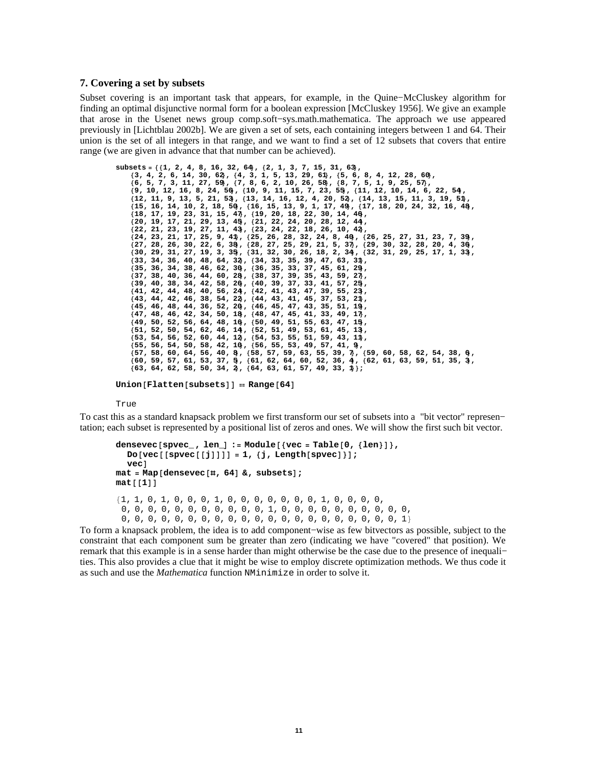### 7. Covering a set by subsets

Subset covering is an important task that appears, for example, in the Quine−McCluskey algorithm for finding an optimal disjunctive normal form for a boolean expression [McCluskey 1956]. We give an example that arose in the Usenet news group comp.soft−sys.math.mathematica. The approach we use appeared previously in [Lichtblau 2002b]. We are given a set of sets, each containing integers between 1 and 64. Their union is the set of all integers in that range, and we want to find a set of 12 subsets that covers that entire range (we are given in advance that that number can be achieved).

```
subsets = {{1, 2, 4, 8, 16, 32, 64}, {2, 1, 3, 7, 15, 31, 63},
   {3, 4, 2, 6, 14, 30, 62}, {4, 3, 1, 5, 13, 29, 61}, {5, 6, 8, 4, 12, 28, 60},
   {6, 5, 7, 3, 11, 27, 59}, {7, 8, 6, 2, 10, 26, 58}, {8, 7, 5, 1, 9, 25, 57},
   {9, 10, 12, 16, 8, 24, 56}, {10, 9, 11, 15, 7, 23, 55}, {11, 12, 10, 14, 6, 22, 54},
   {12, 11, 9, 13, 5, 21, 53}, {13, 14, 16, 12, 4, 20, 52}, {14, 13, 15, 11, 3, 19, 51},
   {15, 16, 14, 10, 2, 18, 50}, {16, 15, 13, 9, 1, 17, 49}, {17, 18, 20, 24, 32, 16, 48},
   {18, 17, 19, 23, 31, 15, 47}, {19, 20, 18, 22, 30, 14, 46},
   {20, 19, 17, 21, 29, 13, 45}, {21, 22, 24, 20, 28, 12, 44},
   {22, 21, 23, 19, 27, 11, 43}, {23, 24, 22, 18, 26, 10, 42},
   {24, 23, 21, 17, 25, 9, 41}, {25, 26, 28, 32, 24, 8, 40}, {26, 25, 27, 31, 23, 7, 39},
   {27, 28, 26, 30, 22, 6, 38}, {28, 27, 25, 29, 21, 5, 37}, {29, 30, 32, 28, 20, 4, 36},
   {30, 29, 31, 27, 19, 3, 35}, {31, 32, 30, 26, 18, 2, 34}, {32, 31, 29, 25, 17, 1, 33},
   {33, 34, 36, 40, 48, 64, 32}, {34, 33, 35, 39, 47, 63, 31},
   {35, 36, 34, 38, 46, 62, 30}, {36, 35, 33, 37, 45, 61, 29},
   {37, 38, 40, 36, 44, 60, 28}, {38, 37, 39, 35, 43, 59, 27},
   {39, 40, 38, 34, 42, 58, 26}, {40, 39, 37, 33, 41, 57, 25},
   {41, 42, 44, 48, 40, 56, 24}, {42, 41, 43, 47, 39, 55, 23},
   {43, 44, 42, 46, 38, 54, 22}, {44, 43, 41, 45, 37, 53, 21},
   {45, 46, 48, 44, 36, 52, 20}, {46, 45, 47, 43, 35, 51, 19},
   {47, 48, 46, 42, 34, 50, 18}, {48, 47, 45, 41, 33, 49, 17},
   {49, 50, 52, 56, 64, 48, 16}, {50, 49, 51, 55, 63, 47, 15},
   {51, 52, 50, 54, 62, 46, 14}, {52, 51, 49, 53, 61, 45, 13},
   {53, 54, 56, 52, 60, 44, 12}, {54, 53, 55, 51, 59, 43, 11},
   {55, 56, 54, 50, 58, 42, 10}, {56, 55, 53, 49, 57, 41, 9},
   {57, 58, 60, 64, 56, 40, 8}, {58, 57, 59, 63, 55, 39, 7}, {59, 60, 58, 62, 54, 38, 6},
   {60, 59, 57, 61, 53, 37, 5}, {61, 62, 64, 60, 52, 36, 4}, {62, 61, 63, 59, 51, 35, 3},
   {63, 64, 62, 58, 50, 34, 2}, {64, 63, 61, 57, 49, 33, 1}};

Union[Flatten[subsets]] == Range[64]

True
```

To cast this as a standard knapsack problem we first transform our set of subsets into a "bit vector" representation; each subset is represented by a positional list of zeros and ones. We will show the first such bit vector.

```
densevec[spvec_, len_] := Module[{vec = Table[0, {len}]},
  Do[vec[[spvec[[j]]]] = 1, {j, Length[spvec]}];
  vec]
mat = Map[densevec[#, 64] &, subsets];
mat[[1]]

{1, 1, 0, 1, 0, 0, 0, 1, 0, 0, 0, 0, 0, 0, 0, 1, 0, 0, 0, 0,
 0, 0, 0, 0, 0, 0, 0, 0, 0, 0, 0, 1, 0, 0, 0, 0, 0, 0, 0, 0, 0, 0,
 0, 0, 0, 0, 0, 0, 0, 0, 0, 0, 0, 0, 0, 0, 0, 0, 0, 0, 0, 0, 0, 1}
```

To form a knapsack problem, the idea is to add component−wise as few bitvectors as possible, subject to the constraint that each component sum be greater than zero (indicating we have "covered" that position). We remark that this example is in a sense harder than might otherwise be the case due to the presence of inequalities. This also provides a clue that it might be wise to employ discrete optimization methods. We thus code it as such and use the *Mathematica* function `NMinimize` in order to solve it.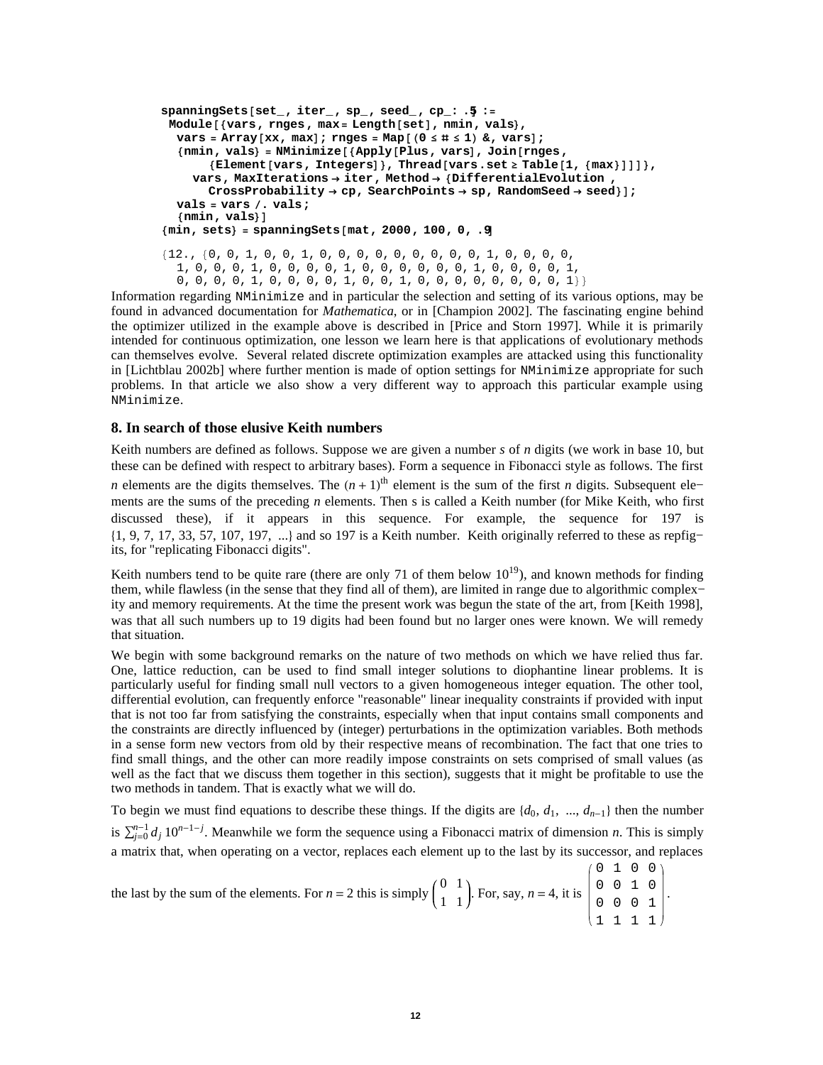```
spanningSets[set_, iter_, sp_, seed_, cp_: .5] :=
 Module[{vars, rnges, max = Length[set], nmin, vals},
  vars = Array[xx, max]; rnges = Map[(0 ≤ # ≤ 1) &, vars];
  {nmin, vals} = NMinimize[{Apply[Plus, vars], Join[rnges,
       {Element[vars, Integers]}, Thread[vars.set ≥ Table[1, {max}]]]},
     vars, MaxIterations → iter, Method → {DifferentialEvolution ,
       CrossProbability → cp, SearchPoints → sp, RandomSeed → seed}];
  vals = vars /. vals;
  {nmin, vals}]
{min, sets} = spanningSets[mat, 2000, 100, 0, .9]

{12., {0, 0, 1, 0, 0, 1, 0, 0, 0, 0, 0, 0, 0, 0, 0, 1, 0, 0, 0, 0,
  1, 0, 0, 0, 1, 0, 0, 0, 0, 1, 0, 0, 0, 0, 0, 1, 0, 0, 0, 0, 1,
  0, 0, 0, 0, 1, 0, 0, 0, 0, 1, 0, 0, 1, 0, 0, 0, 0, 0, 0, 0, 0, 1}}
```

Information regarding NMinimize and in particular the selection and setting of its various options, may be found in advanced documentation for *Mathematica*, or in [Champion 2002]. The fascinating engine behind the optimizer utilized in the example above is described in [Price and Storn 1997]. While it is primarily intended for continuous optimization, one lesson we learn here is that applications of evolutionary methods can themselves evolve. Several related discrete optimization examples are attacked using this functionality in [Lichtblau 2002b] where further mention is made of option settings for NMinimize appropriate for such problems. In that article we also show a very different way to approach this particular example using NMinimize.

## 8. In search of those elusive Keith numbers

Keith numbers are defined as follows. Suppose we are given a number $s$ of $n$ digits (we work in base 10, but these can be defined with respect to arbitrary bases). Form a sequence in Fibonacci style as follows. The first $n$ elements are the digits themselves. The $(n+1)^{\text{th}}$ element is the sum of the first $n$ digits. Subsequent elements are the sums of the preceding $n$ elements. Then s is called a Keith number (for Mike Keith, who first discussed these), if it appears in this sequence. For example, the sequence for 197 is $\{1, 9, 7, 17, 33, 57, 107, 197, \ldots\}$ and so 197 is a Keith number. Keith originally referred to these as repfigits, for "replicating Fibonacci digits".

Keith numbers tend to be quite rare (there are only 71 of them below $10^{19}$), and known methods for finding them, while flawless (in the sense that they find all of them), are limited in range due to algorithmic complexity and memory requirements. At the time the present work was begun the state of the art, from [Keith 1998], was that all such numbers up to 19 digits had been found but no larger ones were known. We will remedy that situation.

We begin with some background remarks on the nature of two methods on which we have relied thus far. One, lattice reduction, can be used to find small integer solutions to diophantine linear problems. It is particularly useful for finding small null vectors to a given homogeneous integer equation. The other tool, differential evolution, can frequently enforce "reasonable" linear inequality constraints if provided with input that is not too far from satisfying the constraints, especially when that input contains small components and the constraints are directly influenced by (integer) perturbations in the optimization variables. Both methods in a sense form new vectors from old by their respective means of recombination. The fact that one tries to find small things, and the other can more readily impose constraints on sets comprised of small values (as well as the fact that we discuss them together in this section), suggests that it might be profitable to use the two methods in tandem. That is exactly what we will do.

To begin we must find equations to describe these things. If the digits are $\{d_0, d_1, \ldots, d_{n-1}\}$ then the number is $\sum_{j=0}^{n-1} d_j \, 10^{n-1-j}$. Meanwhile we form the sequence using a Fibonacci matrix of dimension $n$. This is simply a matrix that, when operating on a vector, replaces each element up to the last by its successor, and replaces the last by the sum of the elements. For $n = 2$ this is simply $\begin{pmatrix} 0 & 1 \\ 1 & 1 \end{pmatrix}$. For, say, $n = 4$, it is $\begin{pmatrix} 0 & 1 & 0 & 0 \\ 0 & 0 & 1 & 0 \\ 0 & 0 & 0 & 1 \\ 1 & 1 & 1 & 1 \end{pmatrix}$.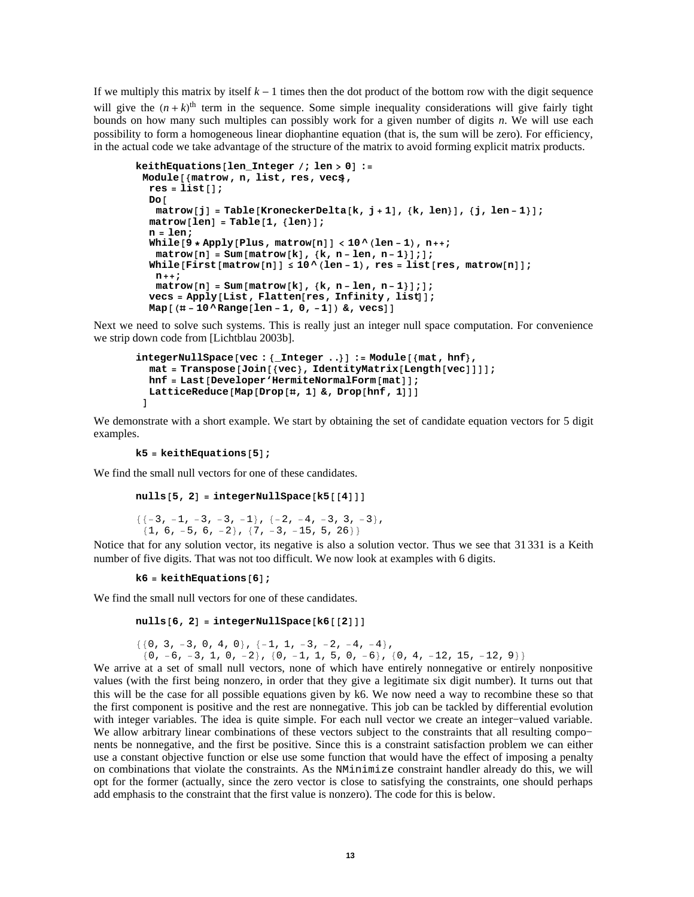If we multiply this matrix by itself $k-1$ times then the dot product of the bottom row with the digit sequence will give the $(n+k)^{\text{th}}$ term in the sequence. Some simple inequality considerations will give fairly tight bounds on how many such multiples can possibly work for a given number of digits $n$. We will use each possibility to form a homogeneous linear diophantine equation (that is, the sum will be zero). For efficiency, in the actual code we take advantage of the structure of the matrix to avoid forming explicit matrix products.

```
keithEquations[len_Integer /; len > 0] :=
 Module[{matrow, n, list, res, vecs},
  res = list[];
  Do[
   matrow[j] = Table[KroneckerDelta[k, j + 1], {k, len}], {j, len - 1}];
  matrow[len] = Table[1, {len}];
  n = len;
  While[9 * Apply[Plus, matrow[n]] < 10 ^ (len - 1), n++;
   matrow[n] = Sum[matrow[k], {k, n - len, n - 1}];];
  While[First[matrow[n]] ≤ 10 ^ (len - 1), res = list[res, matrow[n]];
   n++;
   matrow[n] = Sum[matrow[k], {k, n - len, n - 1}];];
  vecs = Apply[List, Flatten[res, Infinity, list]];
  Map[(# - 10 ^ Range[len - 1, 0, -1]) &, vecs]]
```

Next we need to solve such systems. This is really just an integer null space computation. For convenience we strip down code from [Lichtblau 2003b].

```
integerNullSpace[vec : {_Integer ..}] := Module[{mat, hnf},
  mat = Transpose[Join[{vec}, IdentityMatrix[Length[vec]]]];
  hnf = Last[Developer`HermiteNormalForm[mat]];
  LatticeReduce[Map[Drop[#, 1] &, Drop[hnf, 1]]]
 ]
```

We demonstrate with a short example. We start by obtaining the set of candidate equation vectors for 5 digit examples.

```
k5 = keithEquations[5];
```

We find the small null vectors for one of these candidates.

```
nulls[5, 2] = integerNullSpace[k5[[4]]]

{{-3, -1, -3, -3, -1}, {-2, -4, -3, 3, -3},
 {1, 6, -5, 6, -2}, {7, -3, -15, 5, 26}}
```

Notice that for any solution vector, its negative is also a solution vector. Thus we see that 31331 is a Keith number of five digits. That was not too difficult. We now look at examples with 6 digits.

```
k6 = keithEquations[6];
```

We find the small null vectors for one of these candidates.

```
nulls[6, 2] = integerNullSpace[k6[[2]]]

{{0, 3, -3, 0, 4, 0}, {-1, 1, -3, -2, -4, -4},
 {0, -6, -3, 1, 0, -2}, {0, -1, 1, 5, 0, -6}, {0, 4, -12, 15, -12, 9}}
```

We arrive at a set of small null vectors, none of which have entirely nonnegative or entirely nonpositive values (with the first being nonzero, in order that they give a legitimate six digit number). It turns out that this will be the case for all possible equations given by k6. We now need a way to recombine these so that the first component is positive and the rest are nonnegative. This job can be tackled by differential evolution with integer variables. The idea is quite simple. For each null vector we create an integer-valued variable. We allow arbitrary linear combinations of these vectors subject to the constraints that all resulting components be nonnegative, and the first be positive. Since this is a constraint satisfaction problem we can either use a constant objective function or else use some function that would have the effect of imposing a penalty on combinations that violate the constraints. As the `NMinimize` constraint handler already do this, we will opt for the former (actually, since the zero vector is close to satisfying the constraints, one should perhaps add emphasis to the constraint that the first value is nonzero). The code for this is below.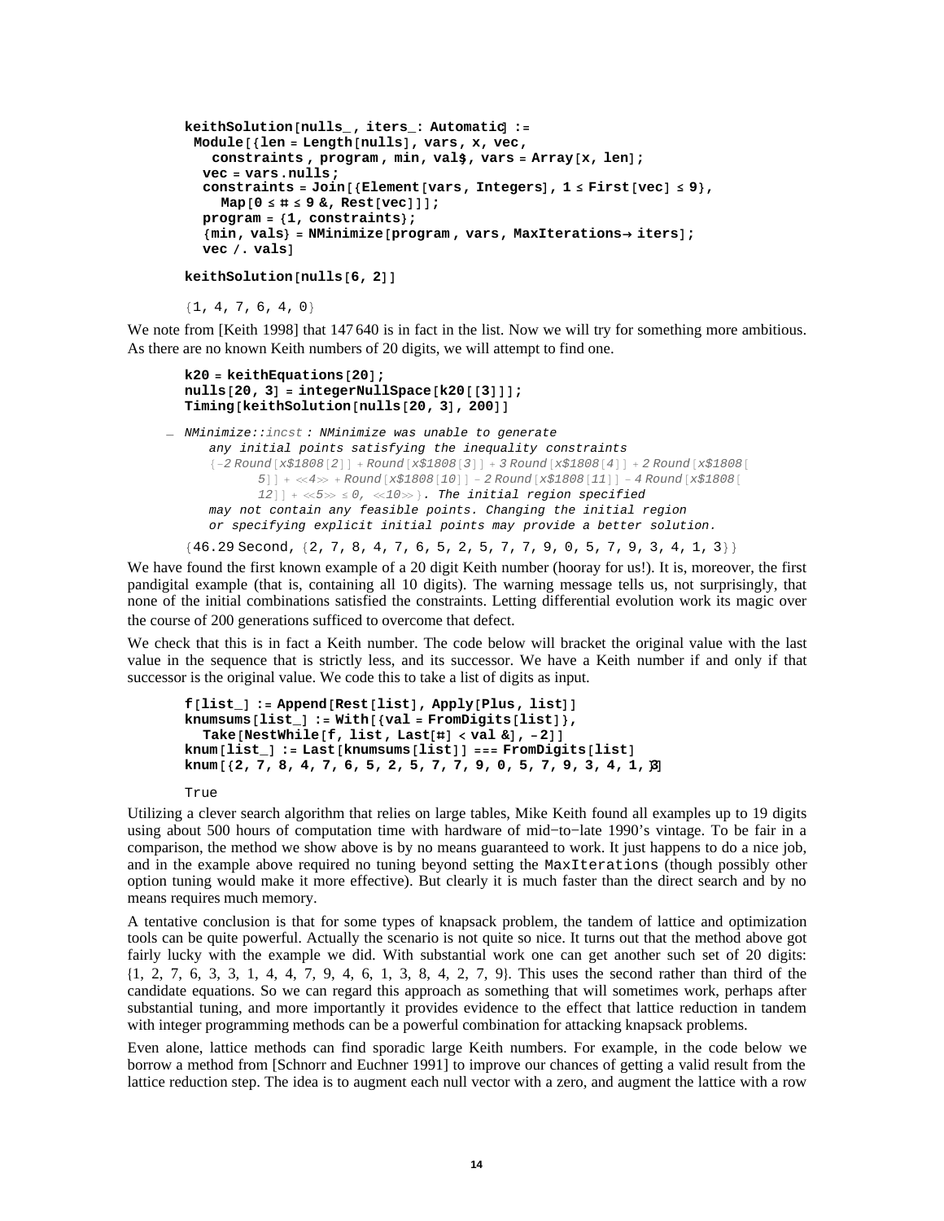```
keithSolution[nulls_, iters_: Automatic] :=
 Module[{len = Length[nulls], vars, x, vec,
   constraints, program, min, vals}, vars = Array[x, len];
  vec = vars.nulls;
  constraints = Join[{Element[vars, Integers], 1 ≤ First[vec] ≤ 9},
    Map[0 ≤ # ≤ 9 &, Rest[vec]]];
  program = {1, constraints};
  {min, vals} = NMinimize[program, vars, MaxIterations → iters];
  vec /. vals]

keithSolution[nulls[6, 2]]

{1, 4, 7, 6, 4, 0}
```

We note from [Keith 1998] that 147 640 is in fact in the list. Now we will try for something more ambitious. As there are no known Keith numbers of 20 digits, we will attempt to find one.

```
k20 = keithEquations[20];
nulls[20, 3] = integerNullSpace[k20[[3]]];
Timing[keithSolution[nulls[20, 3], 200]]

NMinimize::incst : NMinimize was unable to generate
   any initial points satisfying the inequality constraints
   {-2 Round[x$1808[2]] + Round[x$1808[3]] + 3 Round[x$1808[4]] + 2 Round[x$1808[
        5]] + <<4>> + Round[x$1808[10]] - 2 Round[x$1808[11]] - 4 Round[x$1808[
        12]] + <<5>> ≤ 0, <<10>>}. The initial region specified
   may not contain any feasible points. Changing the initial region
   or specifying explicit initial points may provide a better solution.

{46.29 Second, {2, 7, 8, 4, 7, 6, 5, 2, 5, 7, 7, 9, 0, 5, 7, 9, 3, 4, 1, 3}}
```

We have found the first known example of a 20 digit Keith number (hooray for us!). It is, moreover, the first pandigital example (that is, containing all 10 digits). The warning message tells us, not surprisingly, that none of the initial combinations satisfied the constraints. Letting differential evolution work its magic over the course of 200 generations sufficed to overcome that defect.

We check that this is in fact a Keith number. The code below will bracket the original value with the last value in the sequence that is strictly less, and its successor. We have a Keith number if and only if that successor is the original value. We code this to take a list of digits as input.

```
f[list_] := Append[Rest[list], Apply[Plus, list]]
knumsums[list_] := With[{val = FromDigits[list]},
  Take[NestWhile[f, list, Last[#] < val &], -2]]
knum[list_] := Last[knumsums[list]] === FromDigits[list]
knum[{2, 7, 8, 4, 7, 6, 5, 2, 5, 7, 7, 9, 0, 5, 7, 9, 3, 4, 1, 3}]

True
```

Utilizing a clever search algorithm that relies on large tables, Mike Keith found all examples up to 19 digits using about 500 hours of computation time with hardware of mid−to−late 1990's vintage. To be fair in a comparison, the method we show above is by no means guaranteed to work. It just happens to do a nice job, and in the example above required no tuning beyond setting the MaxIterations (though possibly other option tuning would make it more effective). But clearly it is much faster than the direct search and by no means requires much memory.

A tentative conclusion is that for some types of knapsack problem, the tandem of lattice and optimization tools can be quite powerful. Actually the scenario is not quite so nice. It turns out that the method above got fairly lucky with the example we did. With substantial work one can get another such set of 20 digits: {1, 2, 7, 6, 3, 3, 1, 4, 4, 7, 9, 4, 6, 1, 3, 8, 4, 2, 7, 9}. This uses the second rather than third of the candidate equations. So we can regard this approach as something that will sometimes work, perhaps after substantial tuning, and more importantly it provides evidence to the effect that lattice reduction in tandem with integer programming methods can be a powerful combination for attacking knapsack problems.

Even alone, lattice methods can find sporadic large Keith numbers. For example, in the code below we borrow a method from [Schnorr and Euchner 1991] to improve our chances of getting a valid result from the lattice reduction step. The idea is to augment each null vector with a zero, and augment the lattice with a row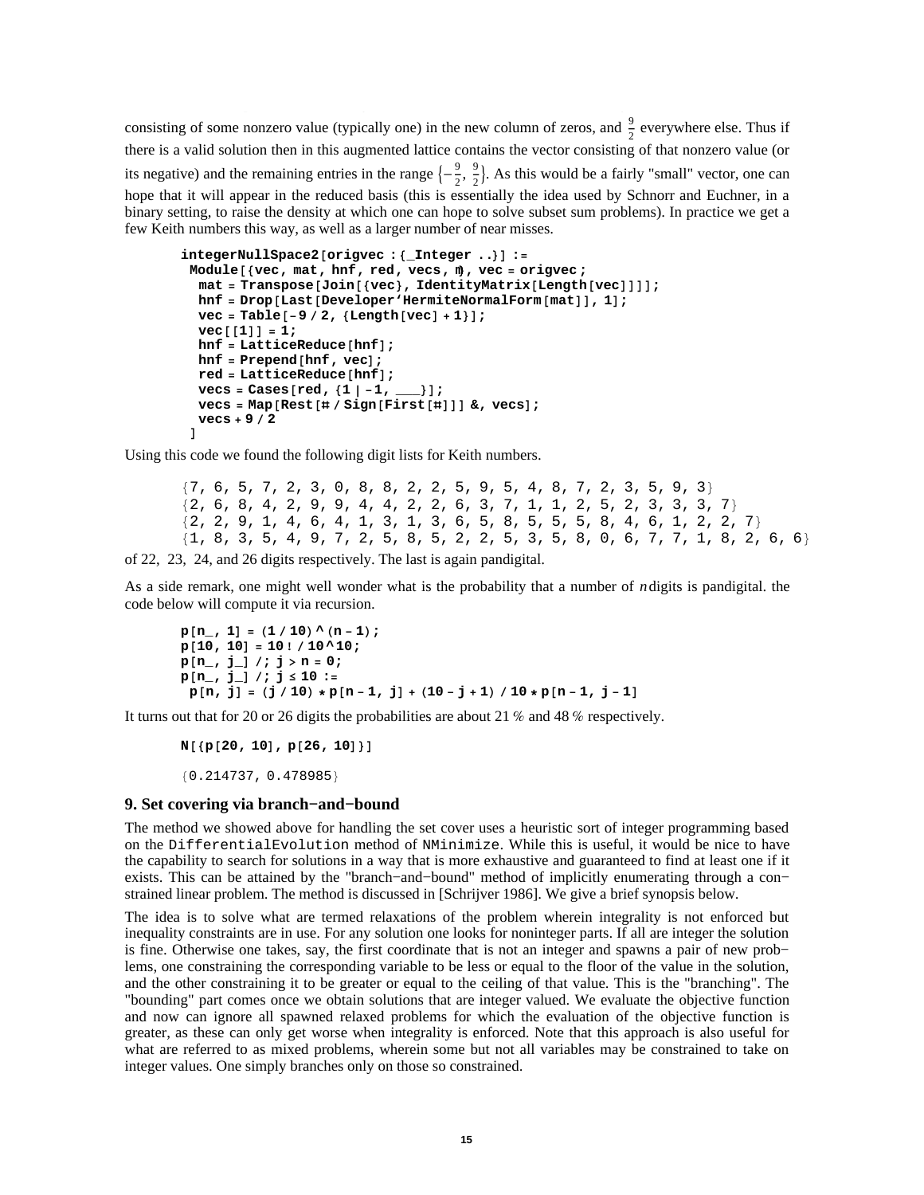consisting of some nonzero value (typically one) in the new column of zeros, and $\frac{9}{2}$ everywhere else. Thus if there is a valid solution then in this augmented lattice contains the vector consisting of that nonzero value (or its negative) and the remaining entries in the range $\{-\frac{9}{2}, \frac{9}{2}\}$. As this would be a fairly "small" vector, one can hope that it will appear in the reduced basis (this is essentially the idea used by Schnorr and Euchner, in a binary setting, to raise the density at which one can hope to solve subset sum problems). In practice we get a few Keith numbers this way, as well as a larger number of near misses.

```
integerNullSpace2[origvec : {_Integer ..}] :=
 Module[{vec, mat, hnf, red, vecs, m}, vec = origvec;
  mat = Transpose[Join[{vec}, IdentityMatrix[Length[vec]]]];
  hnf = Drop[Last[Developer`HermiteNormalForm[mat]], 1];
  vec = Table[-9 / 2, {Length[vec] + 1}];
  vec[[1]] = 1;
  hnf = LatticeReduce[hnf];
  hnf = Prepend[hnf, vec];
  red = LatticeReduce[hnf];
  vecs = Cases[red, {1 | -1, ___}];
  vecs = Map[Rest[# / Sign[First[#]]] &, vecs];
  vecs + 9 / 2
 ]
```

Using this code we found the following digit lists for Keith numbers.

```
{7, 6, 5, 7, 2, 3, 0, 8, 8, 2, 2, 5, 9, 5, 4, 8, 7, 2, 3, 5, 9, 3}
{2, 6, 8, 4, 2, 9, 9, 4, 4, 2, 2, 6, 3, 7, 1, 1, 2, 5, 2, 3, 3, 3, 7}
{2, 2, 9, 1, 4, 6, 4, 1, 3, 1, 3, 6, 5, 8, 5, 5, 5, 8, 4, 6, 1, 2, 2, 7}
{1, 8, 3, 5, 4, 9, 7, 2, 5, 8, 5, 2, 2, 5, 3, 5, 8, 0, 6, 7, 7, 1, 8, 2, 6, 6}
```

of 22, 23, 24, and 26 digits respectively. The last is again pandigital.

As a side remark, one might well wonder what is the probability that a number of $n$ digits is pandigital. the code below will compute it via recursion.

```
p[n_, 1] = (1 / 10) ^ (n - 1);
p[10, 10] = 10 ! / 10 ^ 10;
p[n_, j_] /; j > n = 0;
p[n_, j_] /; j ≤ 10 :=
 p[n, j] = (j / 10) * p[n - 1, j] + (10 - j + 1) / 10 * p[n - 1, j - 1]
```

It turns out that for 20 or 26 digits the probabilities are about 21 % and 48 % respectively.

```
N[{p[20, 10], p[26, 10]}]

{0.214737, 0.478985}
```

## 9. Set covering via branch-and-bound

The method we showed above for handling the set cover uses a heuristic sort of integer programming based on the DifferentialEvolution method of NMinimize. While this is useful, it would be nice to have the capability to search for solutions in a way that is more exhaustive and guaranteed to find at least one if it exists. This can be attained by the "branch-and-bound" method of implicitly enumerating through a constrained linear problem. The method is discussed in [Schrijver 1986]. We give a brief synopsis below.

The idea is to solve what are termed relaxations of the problem wherein integrality is not enforced but inequality constraints are in use. For any solution one looks for noninteger parts. If all are integer the solution is fine. Otherwise one takes, say, the first coordinate that is not an integer and spawns a pair of new problems, one constraining the corresponding variable to be less or equal to the floor of the value in the solution, and the other constraining it to be greater or equal to the ceiling of that value. This is the "branching". The "bounding" part comes once we obtain solutions that are integer valued. We evaluate the objective function and now can ignore all spawned relaxed problems for which the evaluation of the objective function is greater, as these can only get worse when integrality is enforced. Note that this approach is also useful for what are referred to as mixed problems, wherein some but not all variables may be constrained to take on integer values. One simply branches only on those so constrained.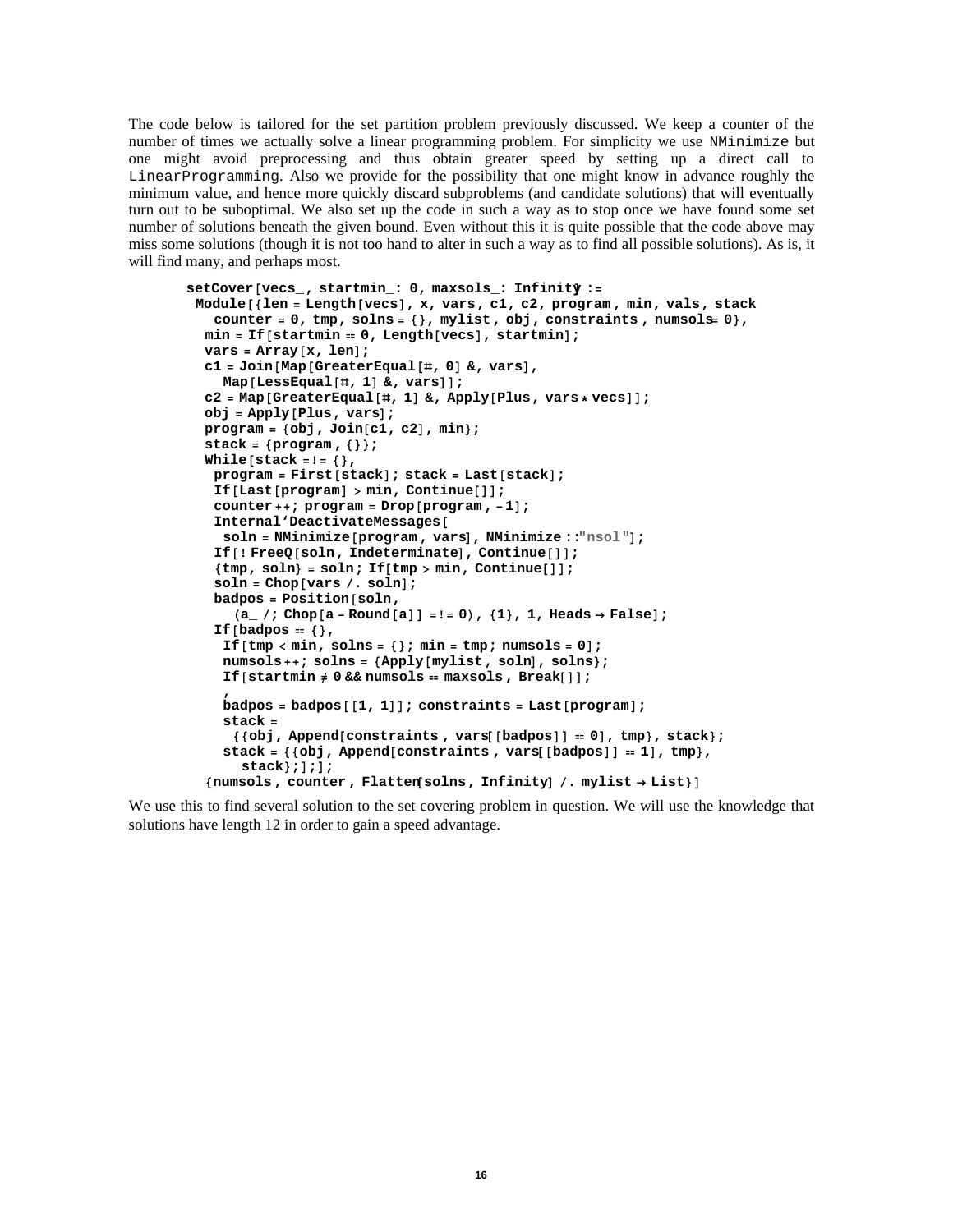The code below is tailored for the set partition problem previously discussed. We keep a counter of the number of times we actually solve a linear programming problem. For simplicity we use `NMinimize` but one might avoid preprocessing and thus obtain greater speed by setting up a direct call to `LinearProgramming`. Also we provide for the possibility that one might know in advance roughly the minimum value, and hence more quickly discard subproblems (and candidate solutions) that will eventually turn out to be suboptimal. We also set up the code in such a way as to stop once we have found some set number of solutions beneath the given bound. Even without this it is quite possible that the code above may miss some solutions (though it is not too hand to alter in such a way as to find all possible solutions). As is, it will find many, and perhaps most.

```
setCover[vecs_, startmin_: 0, maxsols_: Infinity] :=
 Module[{len = Length[vecs], x, vars, c1, c2, program, min, vals, stack
   counter = 0, tmp, solns = {}, mylist, obj, constraints, numsols = 0},
  min = If[startmin == 0, Length[vecs], startmin];
  vars = Array[x, len];
  c1 = Join[Map[GreaterEqual[#, 0] &, vars],
    Map[LessEqual[#, 1] &, vars]];
  c2 = Map[GreaterEqual[#, 1] &, Apply[Plus, vars * vecs]];
  obj = Apply[Plus, vars];
  program = {obj, Join[c1, c2], min};
  stack = {program, {}};
  While[stack =!= {},
   program = First[stack]; stack = Last[stack];
   If[Last[program] > min, Continue[]];
   counter++; program = Drop[program, -1];
   Internal`DeactivateMessages[
    soln = NMinimize[program, vars], NMinimize::"nsol"];
   If[! FreeQ[soln, Indeterminate], Continue[]];
   {tmp, soln} = soln; If[tmp > min, Continue[]];
   soln = Chop[vars /. soln];
   badpos = Position[soln,
     (a_ /; Chop[a - Round[a]] =!= 0), {1}, 1, Heads -> False];
   If[badpos == {},
    If[tmp < min, solns = {}; min = tmp; numsols = 0];
    numsols++; solns = {Apply[mylist, soln], solns};
    If[startmin ≠ 0 && numsols == maxsols, Break[]];
    ,
    badpos = badpos[[1, 1]]; constraints = Last[program];
    stack =
     {{obj, Append[constraints, vars[[badpos]] == 0], tmp}, stack};
    stack = {{obj, Append[constraints, vars[[badpos]] == 1], tmp},
      stack};];];
  {numsols, counter, Flatten[solns, Infinity] /. mylist -> List}]
```

We use this to find several solution to the set covering problem in question. We will use the knowledge that solutions have length 12 in order to gain a speed advantage.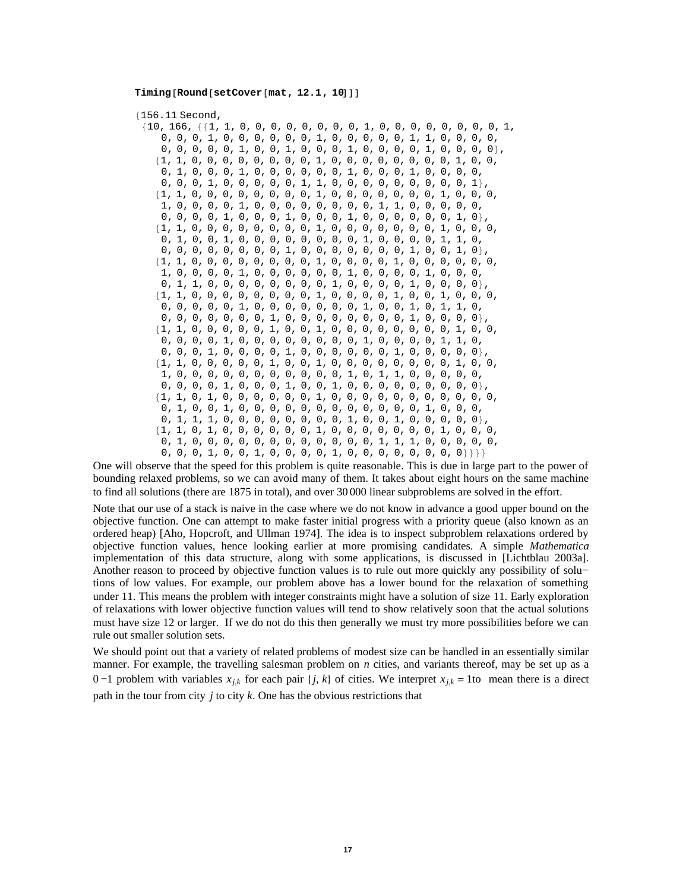```
Timing[Round[setCover[mat, 12.1, 10]]]

{156.11 Second,
 {10, 166, {{1, 1, 0, 0, 0, 0, 0, 0, 0, 0, 1, 0, 0, 0, 0, 0, 0, 0, 0, 1,
    0, 0, 0, 1, 0, 0, 0, 0, 0, 0, 1, 0, 0, 0, 0, 0, 1, 1, 0, 0, 0, 0,
    0, 0, 0, 0, 0, 1, 0, 0, 1, 0, 0, 0, 1, 0, 0, 0, 0, 1, 0, 0, 0, 0},
   {1, 1, 0, 0, 0, 0, 0, 0, 0, 0, 1, 0, 0, 0, 0, 0, 0, 0, 0, 1, 0, 0,
    0, 1, 0, 0, 0, 1, 0, 0, 0, 0, 0, 0, 1, 0, 0, 0, 1, 0, 0, 0, 0,
    0, 0, 0, 1, 0, 0, 0, 0, 0, 1, 1, 0, 0, 0, 0, 0, 0, 0, 0, 0, 1},
   {1, 1, 0, 0, 0, 0, 0, 0, 0, 0, 1, 0, 0, 0, 0, 0, 0, 0, 1, 0, 0, 0,
    1, 0, 0, 0, 0, 1, 0, 0, 0, 0, 0, 0, 0, 0, 1, 1, 0, 0, 0, 0, 0,
    0, 0, 0, 0, 1, 0, 0, 0, 1, 0, 0, 0, 1, 0, 0, 0, 0, 0, 0, 1, 0},
   {1, 1, 0, 0, 0, 0, 0, 0, 0, 0, 1, 0, 0, 0, 0, 0, 0, 0, 1, 0, 0, 0,
    0, 1, 0, 0, 1, 0, 0, 0, 0, 0, 0, 0, 0, 1, 0, 0, 0, 0, 1, 1, 0,
    0, 0, 0, 0, 0, 0, 0, 0, 1, 0, 0, 0, 0, 0, 0, 0, 1, 0, 0, 1, 0},
   {1, 1, 0, 0, 0, 0, 0, 0, 0, 0, 1, 0, 0, 0, 0, 1, 0, 0, 0, 0, 0, 0,
    1, 0, 0, 0, 0, 1, 0, 0, 0, 0, 0, 0, 1, 0, 0, 0, 0, 1, 0, 0, 0,
    0, 1, 1, 0, 0, 0, 0, 0, 0, 0, 0, 1, 0, 0, 0, 0, 1, 0, 0, 0, 0},
   {1, 1, 0, 0, 0, 0, 0, 0, 0, 0, 1, 0, 0, 0, 0, 1, 0, 0, 1, 0, 0, 0,
    0, 0, 0, 0, 0, 1, 0, 0, 0, 0, 0, 0, 0, 1, 0, 0, 1, 0, 1, 1, 0,
    0, 0, 0, 0, 0, 0, 0, 1, 0, 0, 0, 0, 0, 0, 0, 0, 1, 0, 0, 0, 0},
   {1, 1, 0, 0, 0, 0, 0, 1, 0, 0, 1, 0, 0, 0, 0, 0, 0, 0, 0, 1, 0, 0,
    0, 0, 0, 0, 1, 0, 0, 0, 0, 0, 0, 0, 0, 1, 0, 0, 0, 0, 1, 1, 0,
    0, 0, 0, 1, 0, 0, 0, 0, 1, 0, 0, 0, 0, 0, 0, 1, 0, 0, 0, 0, 0},
   {1, 1, 0, 0, 0, 0, 0, 1, 0, 0, 1, 0, 0, 0, 0, 0, 0, 0, 0, 1, 0, 0,
    1, 0, 0, 0, 0, 0, 0, 0, 0, 0, 0, 0, 1, 0, 1, 1, 0, 0, 0, 0, 0,
    0, 0, 0, 0, 1, 0, 0, 0, 1, 0, 0, 1, 0, 0, 0, 0, 0, 0, 0, 0, 0},
   {1, 1, 0, 1, 0, 0, 0, 0, 0, 0, 1, 0, 0, 0, 0, 0, 0, 0, 0, 0, 0, 0,
    0, 1, 0, 0, 1, 0, 0, 0, 0, 0, 0, 0, 0, 0, 0, 0, 1, 0, 0, 0, 0,
    0, 1, 1, 1, 0, 0, 0, 0, 0, 0, 0, 1, 0, 0, 1, 0, 0, 0, 0, 0, 0},
   {1, 1, 0, 1, 0, 0, 0, 0, 0, 0, 1, 0, 0, 0, 0, 0, 0, 0, 1, 0, 0, 0,
    0, 1, 0, 0, 0, 0, 0, 0, 0, 0, 0, 0, 0, 0, 1, 1, 1, 0, 0, 0, 0, 0,
    0, 0, 0, 1, 0, 0, 1, 0, 0, 0, 0, 1, 0, 0, 0, 0, 0, 0, 0, 0, 0}}}}
```

One will observe that the speed for this problem is quite reasonable. This is due in large part to the power of bounding relaxed problems, so we can avoid many of them. It takes about eight hours on the same machine to find all solutions (there are 1875 in total), and over 30 000 linear subproblems are solved in the effort.

Note that our use of a stack is naive in the case where we do not know in advance a good upper bound on the objective function. One can attempt to make faster initial progress with a priority queue (also known as an ordered heap) [Aho, Hopcroft, and Ullman 1974]. The idea is to inspect subproblem relaxations ordered by objective function values, hence looking earlier at more promising candidates. A simple *Mathematica* implementation of this data structure, along with some applications, is discussed in [Lichtblau 2003a]. Another reason to proceed by objective function values is to rule out more quickly any possibility of solutions of low values. For example, our problem above has a lower bound for the relaxation of something under 11. This means the problem with integer constraints might have a solution of size 11. Early exploration of relaxations with lower objective function values will tend to show relatively soon that the actual solutions must have size 12 or larger. If we do not do this then generally we must try more possibilities before we can rule out smaller solution sets.

We should point out that a variety of related problems of modest size can be handled in an essentially similar manner. For example, the travelling salesman problem on $n$ cities, and variants thereof, may be set up as a $0-1$ problem with variables $x_{j,k}$ for each pair $\{j, k\}$ of cities. We interpret $x_{j,k} = 1$to mean there is a direct path in the tour from city $j$ to city $k$. One has the obvious restrictions that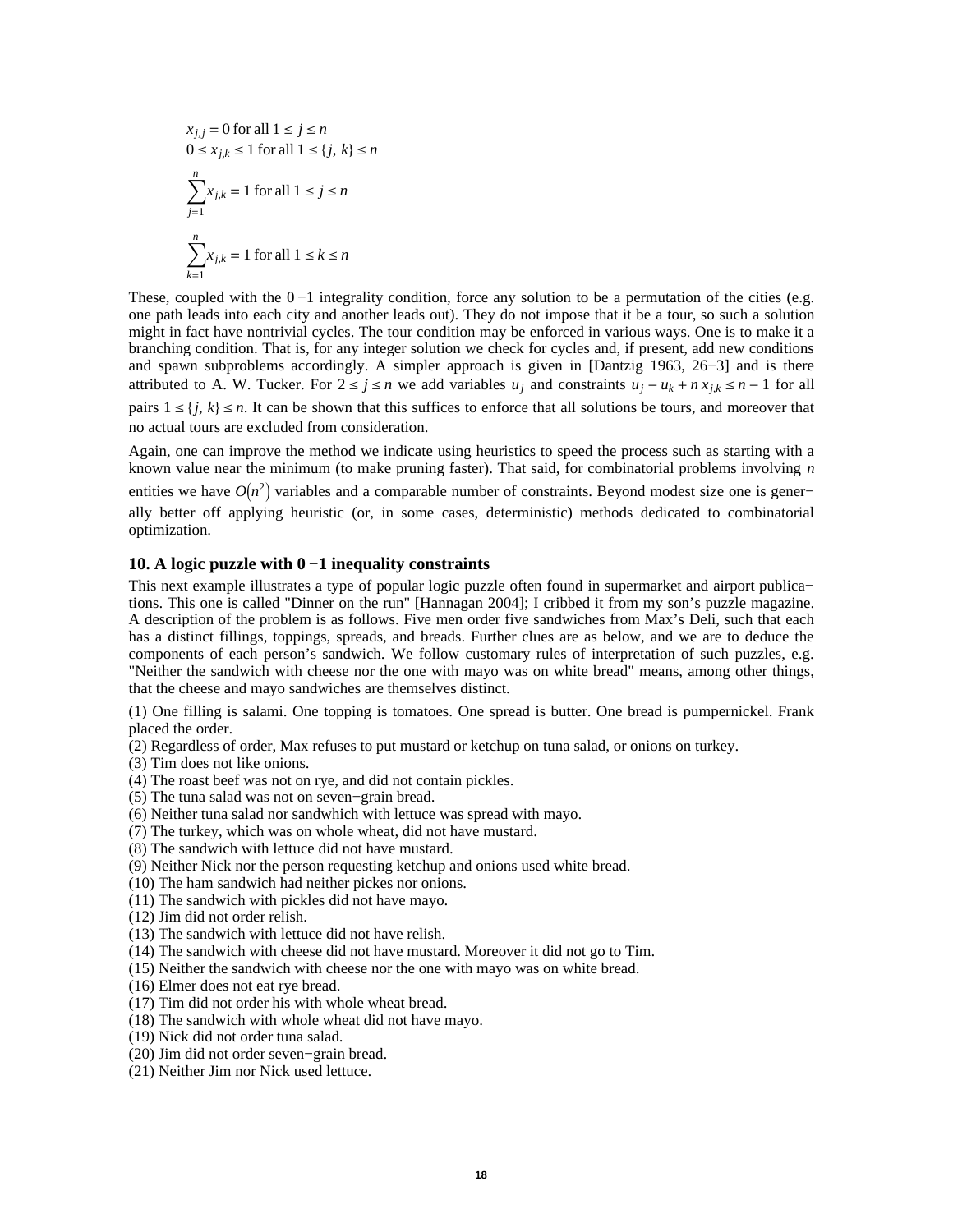$$x_{j,j} = 0 \text{ for all } 1 \le j \le n$$
$$0 \le x_{j,k} \le 1 \text{ for all } 1 \le \{j,\, k\} \le n$$
$$\sum_{j=1}^{n} x_{j,k} = 1 \text{ for all } 1 \le j \le n$$
$$\sum_{k=1}^{n} x_{j,k} = 1 \text{ for all } 1 \le k \le n$$

These, coupled with the $0-1$ integrality condition, force any solution to be a permutation of the cities (e.g. one path leads into each city and another leads out). They do not impose that it be a tour, so such a solution might in fact have nontrivial cycles. The tour condition may be enforced in various ways. One is to make it a branching condition. That is, for any integer solution we check for cycles and, if present, add new conditions and spawn subproblems accordingly. A simpler approach is given in [Dantzig 1963, 26−3] and is there attributed to A. W. Tucker. For $2 \le j \le n$ we add variables $u_j$ and constraints $u_j - u_k + n\, x_{j,k} \le n-1$ for all pairs $1 \le \{j,\, k\} \le n$. It can be shown that this suffices to enforce that all solutions be tours, and moreover that no actual tours are excluded from consideration.

Again, one can improve the method we indicate using heuristics to speed the process such as starting with a known value near the minimum (to make pruning faster). That said, for combinatorial problems involving $n$ entities we have $O(n^2)$ variables and a comparable number of constraints. Beyond modest size one is generally better off applying heuristic (or, in some cases, deterministic) methods dedicated to combinatorial optimization.

### 10. A logic puzzle with $0-1$ inequality constraints

This next example illustrates a type of popular logic puzzle often found in supermarket and airport publications. This one is called "Dinner on the run" [Hannagan 2004]; I cribbed it from my son's puzzle magazine. A description of the problem is as follows. Five men order five sandwiches from Max's Deli, such that each has a distinct fillings, toppings, spreads, and breads. Further clues are as below, and we are to deduce the components of each person's sandwich. We follow customary rules of interpretation of such puzzles, e.g. "Neither the sandwich with cheese nor the one with mayo was on white bread" means, among other things, that the cheese and mayo sandwiches are themselves distinct.

(1) One filling is salami. One topping is tomatoes. One spread is butter. One bread is pumpernickel. Frank placed the order.
(2) Regardless of order, Max refuses to put mustard or ketchup on tuna salad, or onions on turkey.
(3) Tim does not like onions.
(4) The roast beef was not on rye, and did not contain pickles.
(5) The tuna salad was not on seven−grain bread.
(6) Neither tuna salad nor sandwhich with lettuce was spread with mayo.
(7) The turkey, which was on whole wheat, did not have mustard.
(8) The sandwich with lettuce did not have mustard.
(9) Neither Nick nor the person requesting ketchup and onions used white bread.
(10) The ham sandwich had neither pickes nor onions.
(11) The sandwich with pickles did not have mayo.
(12) Jim did not order relish.
(13) The sandwich with lettuce did not have relish.
(14) The sandwich with cheese did not have mustard. Moreover it did not go to Tim.
(15) Neither the sandwich with cheese nor the one with mayo was on white bread.
(16) Elmer does not eat rye bread.
(17) Tim did not order his with whole wheat bread.
(18) The sandwich with whole wheat did not have mayo.
(19) Nick did not order tuna salad.
(20) Jim did not order seven−grain bread.
(21) Neither Jim nor Nick used lettuce.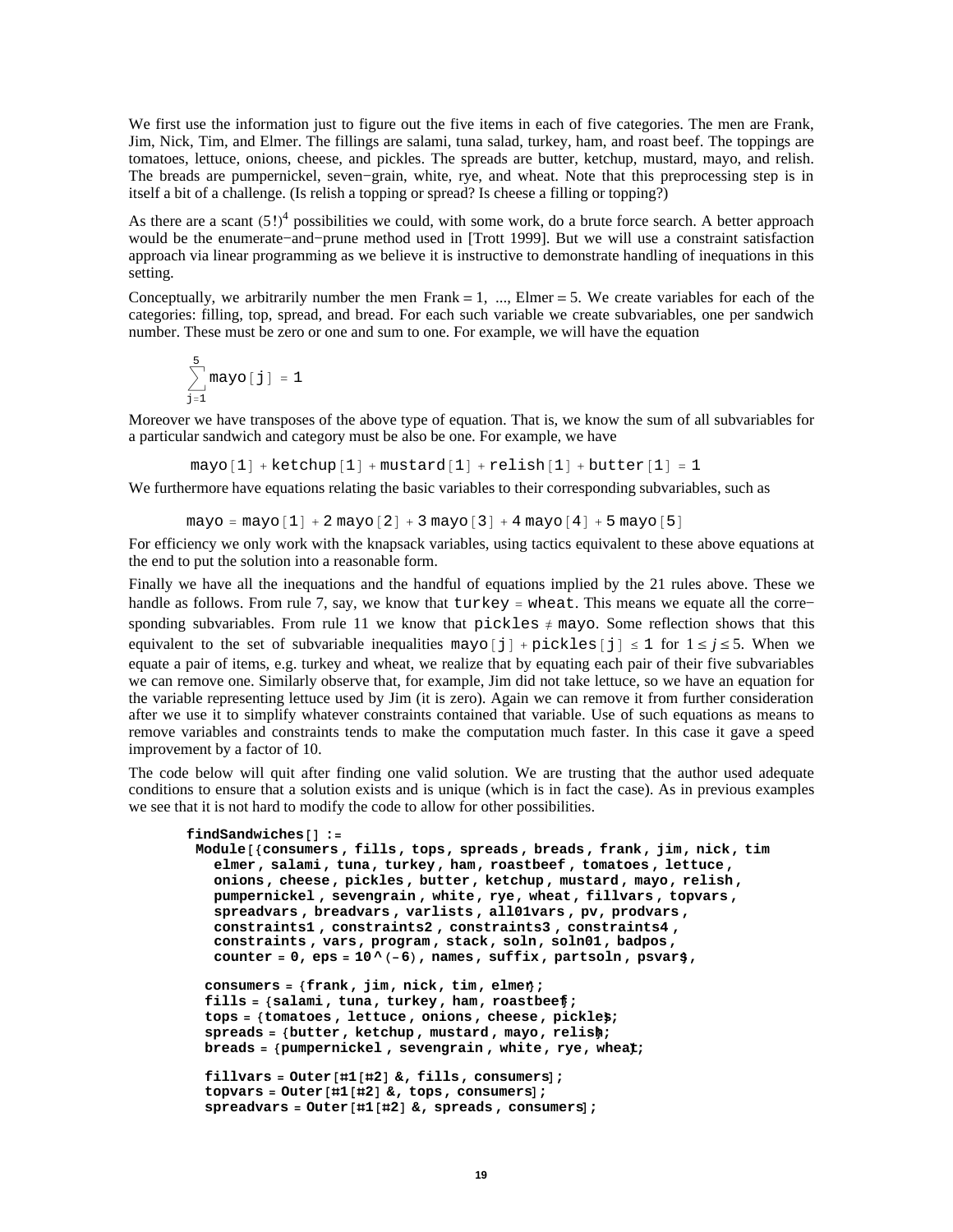We first use the information just to figure out the five items in each of five categories. The men are Frank, Jim, Nick, Tim, and Elmer. The fillings are salami, tuna salad, turkey, ham, and roast beef. The toppings are tomatoes, lettuce, onions, cheese, and pickles. The spreads are butter, ketchup, mustard, mayo, and relish. The breads are pumpernickel, seven−grain, white, rye, and wheat. Note that this preprocessing step is in itself a bit of a challenge. (Is relish a topping or spread? Is cheese a filling or topping?)

As there are a scant $(5!)^4$ possibilities we could, with some work, do a brute force search. A better approach would be the enumerate−and−prune method used in [Trott 1999]. But we will use a constraint satisfaction approach via linear programming as we believe it is instructive to demonstrate handling of inequations in this setting.

Conceptually, we arbitrarily number the men Frank = 1, ..., Elmer = 5. We create variables for each of the categories: filling, top, spread, and bread. For each such variable we create subvariables, one per sandwich number. These must be zero or one and sum to one. For example, we will have the equation

$$\sum_{j=1}^{5} \texttt{mayo}[j] = 1$$

Moreover we have transposes of the above type of equation. That is, we know the sum of all subvariables for a particular sandwich and category must be also be one. For example, we have

$$\texttt{mayo}[1] + \texttt{ketchup}[1] + \texttt{mustard}[1] + \texttt{relish}[1] + \texttt{butter}[1] = 1$$

We furthermore have equations relating the basic variables to their corresponding subvariables, such as

$$\texttt{mayo} = \texttt{mayo}[1] + 2\,\texttt{mayo}[2] + 3\,\texttt{mayo}[3] + 4\,\texttt{mayo}[4] + 5\,\texttt{mayo}[5]$$

For efficiency we only work with the knapsack variables, using tactics equivalent to these above equations at the end to put the solution into a reasonable form.

Finally we have all the inequations and the handful of equations implied by the 21 rules above. These we handle as follows. From rule 7, say, we know that `turkey` = `wheat`. This means we equate all the corre−sponding subvariables. From rule 11 we know that `pickles` ≠ `mayo`. Some reflection shows that this equivalent to the set of subvariable inequalities `mayo[j] + pickles[j]` ≤ 1 for $1 \le j \le 5$. When we equate a pair of items, e.g. turkey and wheat, we realize that by equating each pair of their five subvariables we can remove one. Similarly observe that, for example, Jim did not take lettuce, so we have an equation for the variable representing lettuce used by Jim (it is zero). Again we can remove it from further consideration after we use it to simplify whatever constraints contained that variable. Use of such equations as means to remove variables and constraints tends to make the computation much faster. In this case it gave a speed improvement by a factor of 10.

The code below will quit after finding one valid solution. We are trusting that the author used adequate conditions to ensure that a solution exists and is unique (which is in fact the case). As in previous examples we see that it is not hard to modify the code to allow for other possibilities.

```
findSandwiches[] :=
 Module[{consumers, fills, tops, spreads, breads, frank, jim, nick, tim
   elmer, salami, tuna, turkey, ham, roastbeef, tomatoes, lettuce,
   onions, cheese, pickles, butter, ketchup, mustard, mayo, relish,
   pumpernickel, sevengrain, white, rye, wheat, fillvars, topvars,
   spreadvars, breadvars, varlists, all01vars, pv, prodvars,
   constraints1, constraints2, constraints3, constraints4,
   constraints, vars, program, stack, soln, soln01, badpos,
   counter = 0, eps = 10^(-6), names, suffix, partsoln, psvars},

  consumers = {frank, jim, nick, tim, elmer};
  fills = {salami, tuna, turkey, ham, roastbeef};
  tops = {tomatoes, lettuce, onions, cheese, pickles};
  spreads = {butter, ketchup, mustard, mayo, relish};
  breads = {pumpernickel, sevengrain, white, rye, wheat};

  fillvars = Outer[#1[#2] &, fills, consumers];
  topvars = Outer[#1[#2] &, tops, consumers];
  spreadvars = Outer[#1[#2] &, spreads, consumers];
```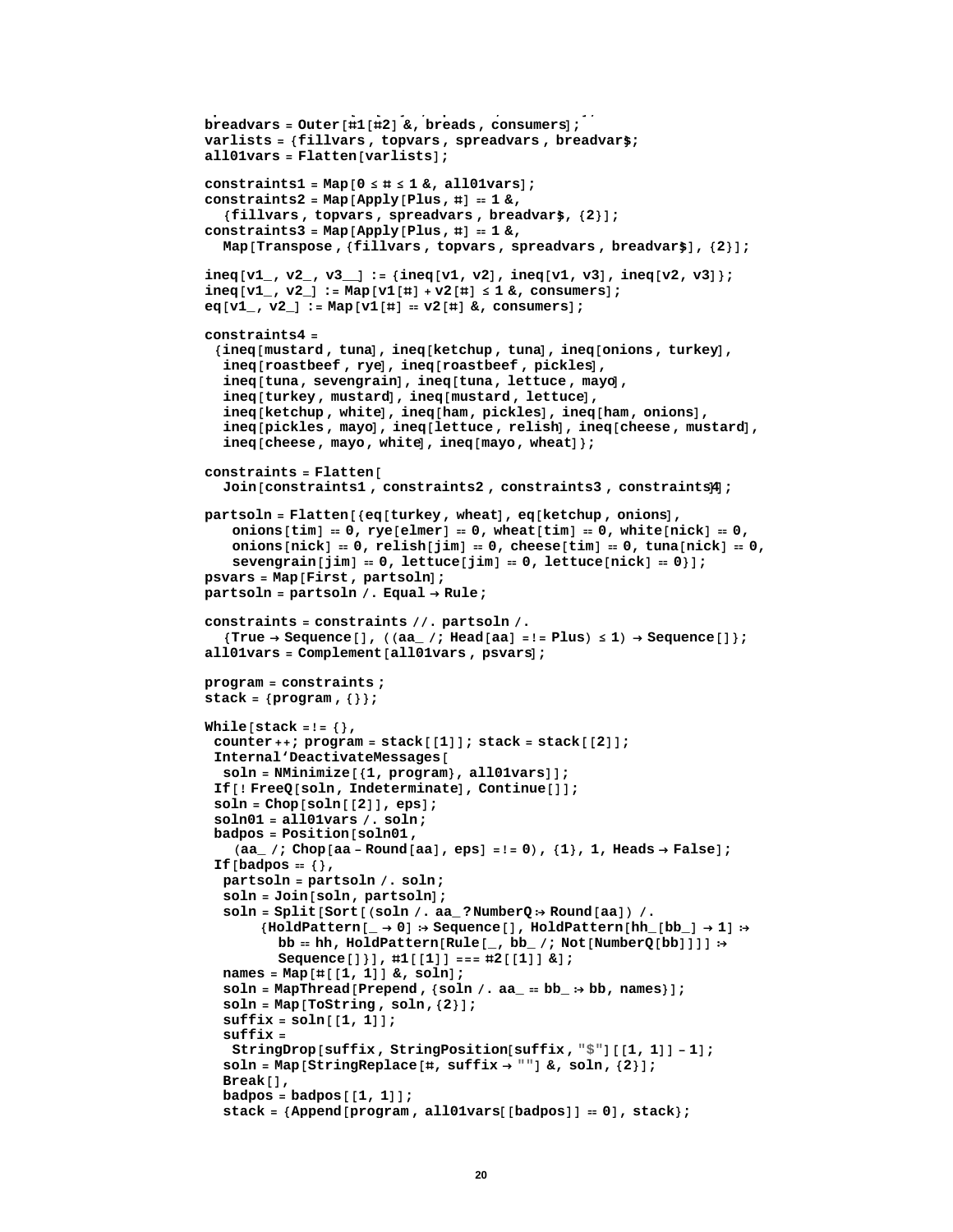```
breadvars = Outer[#1[#2] &, breads, consumers];
varlists = {fillvars, topvars, spreadvars, breadvars};
all01vars = Flatten[varlists];

constraints1 = Map[0 ≤ # ≤ 1 &, all01vars];
constraints2 = Map[Apply[Plus, #] == 1 &,
   {fillvars, topvars, spreadvars, breadvars}, {2}];
constraints3 = Map[Apply[Plus, #] == 1 &,
   Map[Transpose, {fillvars, topvars, spreadvars, breadvars}], {2}];

ineq[v1_, v2_, v3__] := {ineq[v1, v2], ineq[v1, v3], ineq[v2, v3]};
ineq[v1_, v2_] := Map[v1[#] + v2[#] ≤ 1 &, consumers];
eq[v1_, v2_] := Map[v1[#] == v2[#] &, consumers];

constraints4 =
  {ineq[mustard, tuna], ineq[ketchup, tuna], ineq[onions, turkey],
   ineq[roastbeef, rye], ineq[roastbeef, pickles],
   ineq[tuna, sevengrain], ineq[tuna, lettuce, mayo],
   ineq[turkey, mustard], ineq[mustard, lettuce],
   ineq[ketchup, white], ineq[ham, pickles], ineq[ham, onions],
   ineq[pickles, mayo], ineq[lettuce, relish], ineq[cheese, mustard],
   ineq[cheese, mayo, white], ineq[mayo, wheat]};

constraints = Flatten[
   Join[constraints1, constraints2, constraints3, constraints4]];

partsoln = Flatten[{eq[turkey, wheat], eq[ketchup, onions],
    onions[tim] == 0, rye[elmer] == 0, wheat[tim] == 0, white[nick] == 0,
    onions[nick] == 0, relish[jim] == 0, cheese[tim] == 0, tuna[nick] == 0,
    sevengrain[jim] == 0, lettuce[jim] == 0, lettuce[nick] == 0}];
psvars = Map[First, partsoln];
partsoln = partsoln /. Equal → Rule;

constraints = constraints //. partsoln /.
   {True → Sequence[], ((aa_ /; Head[aa] =!= Plus) ≤ 1) → Sequence[]};
all01vars = Complement[all01vars, psvars];

program = constraints;
stack = {program, {}};

While[stack =!= {},
 counter++; program = stack[[1]]; stack = stack[[2]];
 Internal`DeactivateMessages[
  soln = NMinimize[{1, program}, all01vars]];
 If[! FreeQ[soln, Indeterminate], Continue[]];
 soln = Chop[soln[[2]], eps];
 soln01 = all01vars /. soln;
 badpos = Position[soln01,
    (aa_ /; Chop[aa - Round[aa], eps] =!= 0), {1}, 1, Heads → False];
 If[badpos == {},
  partsoln = partsoln /. soln;
  soln = Join[soln, partsoln];
  soln = Split[Sort[(soln /. aa_?NumberQ :> Round[aa]) /.
       {HoldPattern[_ → 0] :> Sequence[], HoldPattern[hh_[bb_] → 1] :>
         bb == hh, HoldPattern[Rule[_, bb_ /; Not[NumberQ[bb]]]] :>
         Sequence[]}], #1[[1]] === #2[[1]] &];
  names = Map[#[[1, 1]] &, soln];
  soln = MapThread[Prepend, {soln /. aa_ == bb_ :> bb, names}];
  soln = Map[ToString, soln, {2}];
  suffix = soln[[1, 1]];
  suffix =
   StringDrop[suffix, StringPosition[suffix, "$"][[1, 1]] - 1];
  soln = Map[StringReplace[#, suffix → ""] &, soln, {2}];
  Break[],
  badpos = badpos[[1, 1]];
  stack = {Append[program, all01vars[[badpos]] == 0], stack};
```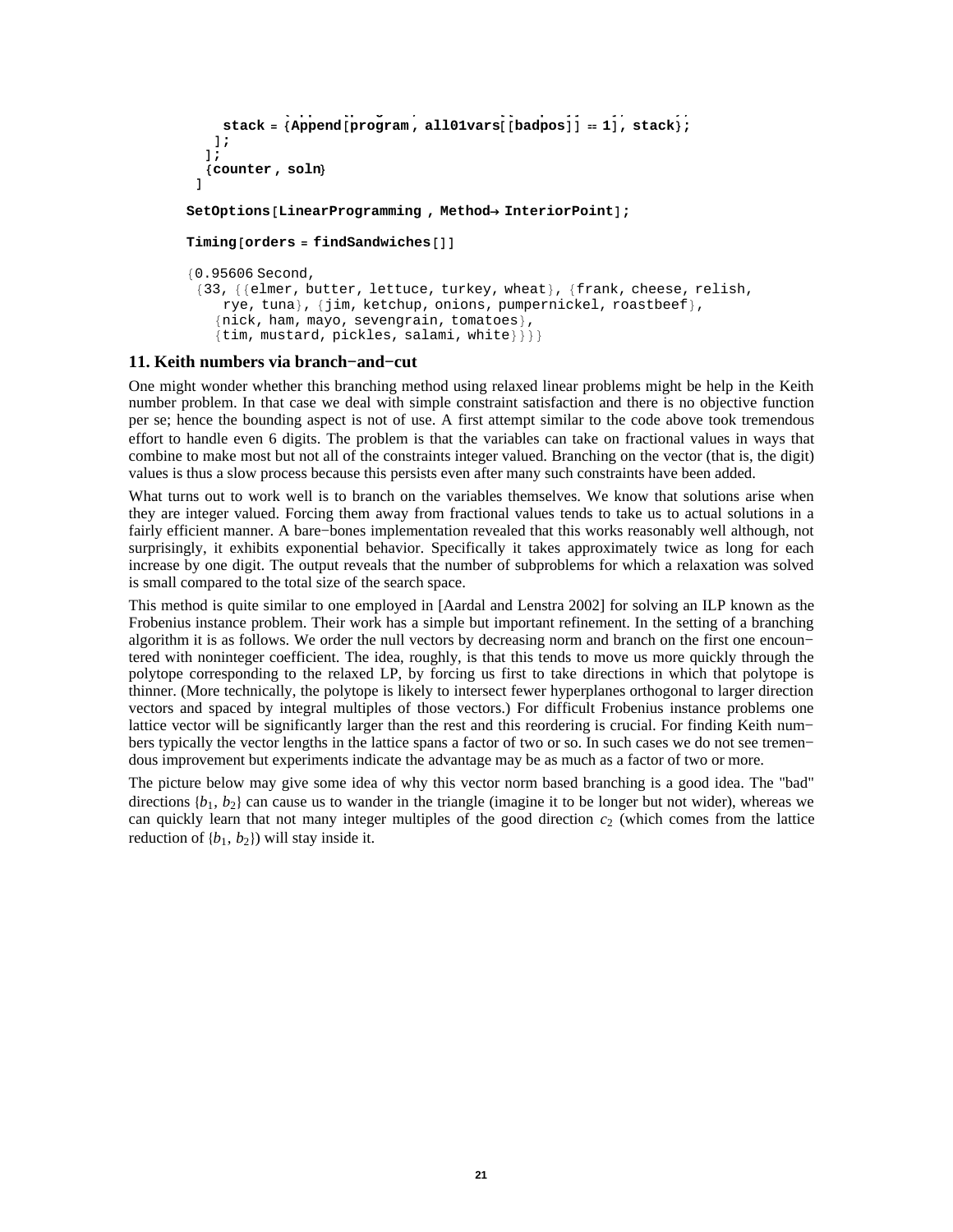```
    stack = {Append[program, all01vars[[badpos]] == 1], stack};
   ];
  ];
  {counter, soln}
 ]

SetOptions[LinearProgramming , Method→ InteriorPoint];

Timing[orders = findSandwiches[]]

{0.95606 Second,
 {33, {{elmer, butter, lettuce, turkey, wheat}, {frank, cheese, relish,
     rye, tuna}, {jim, ketchup, onions, pumpernickel, roastbeef},
   {nick, ham, mayo, sevengrain, tomatoes},
   {tim, mustard, pickles, salami, white}}}}
```

## 11. Keith numbers via branch−and−cut

One might wonder whether this branching method using relaxed linear problems might be help in the Keith number problem. In that case we deal with simple constraint satisfaction and there is no objective function per se; hence the bounding aspect is not of use. A first attempt similar to the code above took tremendous effort to handle even 6 digits. The problem is that the variables can take on fractional values in ways that combine to make most but not all of the constraints integer valued. Branching on the vector (that is, the digit) values is thus a slow process because this persists even after many such constraints have been added.

What turns out to work well is to branch on the variables themselves. We know that solutions arise when they are integer valued. Forcing them away from fractional values tends to take us to actual solutions in a fairly efficient manner. A bare−bones implementation revealed that this works reasonably well although, not surprisingly, it exhibits exponential behavior. Specifically it takes approximately twice as long for each increase by one digit. The output reveals that the number of subproblems for which a relaxation was solved is small compared to the total size of the search space.

This method is quite similar to one employed in [Aardal and Lenstra 2002] for solving an ILP known as the Frobenius instance problem. Their work has a simple but important refinement. In the setting of a branching algorithm it is as follows. We order the null vectors by decreasing norm and branch on the first one encountered with noninteger coefficient. The idea, roughly, is that this tends to move us more quickly through the polytope corresponding to the relaxed LP, by forcing us first to take directions in which that polytope is thinner. (More technically, the polytope is likely to intersect fewer hyperplanes orthogonal to larger direction vectors and spaced by integral multiples of those vectors.) For difficult Frobenius instance problems one lattice vector will be significantly larger than the rest and this reordering is crucial. For finding Keith numbers typically the vector lengths in the lattice spans a factor of two or so. In such cases we do not see tremendous improvement but experiments indicate the advantage may be as much as a factor of two or more.

The picture below may give some idea of why this vector norm based branching is a good idea. The "bad" directions $\{b_1, b_2\}$ can cause us to wander in the triangle (imagine it to be longer but not wider), whereas we can quickly learn that not many integer multiples of the good direction $c_2$ (which comes from the lattice reduction of $\{b_1, b_2\}$) will stay inside it.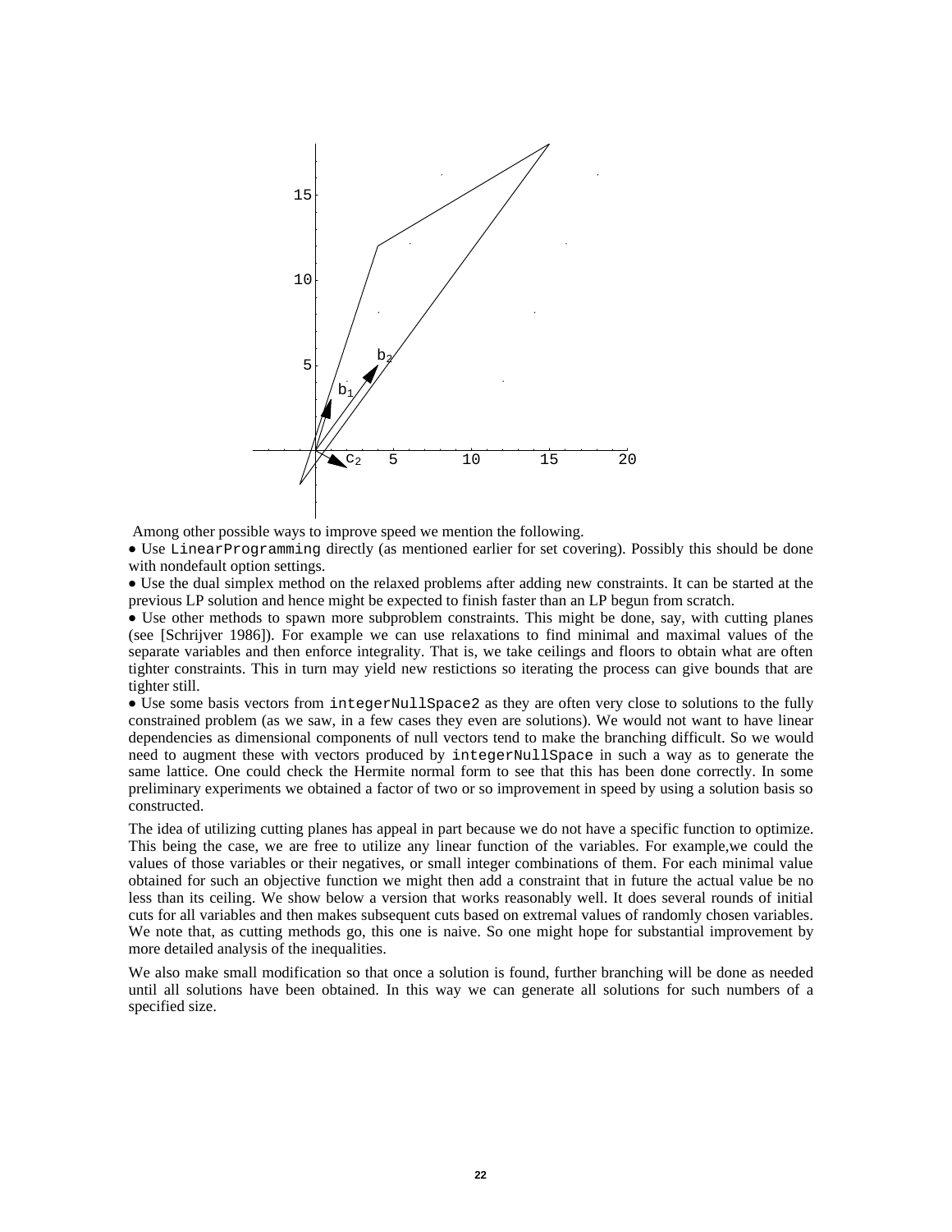Among other possible ways to improve speed we mention the following.

- Use `LinearProgramming` directly (as mentioned earlier for set covering). Possibly this should be done with nondefault option settings.
- Use the dual simplex method on the relaxed problems after adding new constraints. It can be started at the previous LP solution and hence might be expected to finish faster than an LP begun from scratch.
- Use other methods to spawn more subproblem constraints. This might be done, say, with cutting planes (see [Schrijver 1986]). For example we can use relaxations to find minimal and maximal values of the separate variables and then enforce integrality. That is, we take ceilings and floors to obtain what are often tighter constraints. This in turn may yield new restictions so iterating the process can give bounds that are tighter still.
- Use some basis vectors from `integerNullSpace2` as they are often very close to solutions to the fully constrained problem (as we saw, in a few cases they even are solutions). We would not want to have linear dependencies as dimensional components of null vectors tend to make the branching difficult. So we would need to augment these with vectors produced by `integerNullSpace` in such a way as to generate the same lattice. One could check the Hermite normal form to see that this has been done correctly. In some preliminary experiments we obtained a factor of two or so improvement in speed by using a solution basis so constructed.

The idea of utilizing cutting planes has appeal in part because we do not have a specific function to optimize. This being the case, we are free to utilize any linear function of the variables. For example,we could the values of those variables or their negatives, or small integer combinations of them. For each minimal value obtained for such an objective function we might then add a constraint that in future the actual value be no less than its ceiling. We show below a version that works reasonably well. It does several rounds of initial cuts for all variables and then makes subsequent cuts based on extremal values of randomly chosen variables. We note that, as cutting methods go, this one is naive. So one might hope for substantial improvement by more detailed analysis of the inequalities.

We also make small modification so that once a solution is found, further branching will be done as needed until all solutions have been obtained. In this way we can generate all solutions for such numbers of a specified size.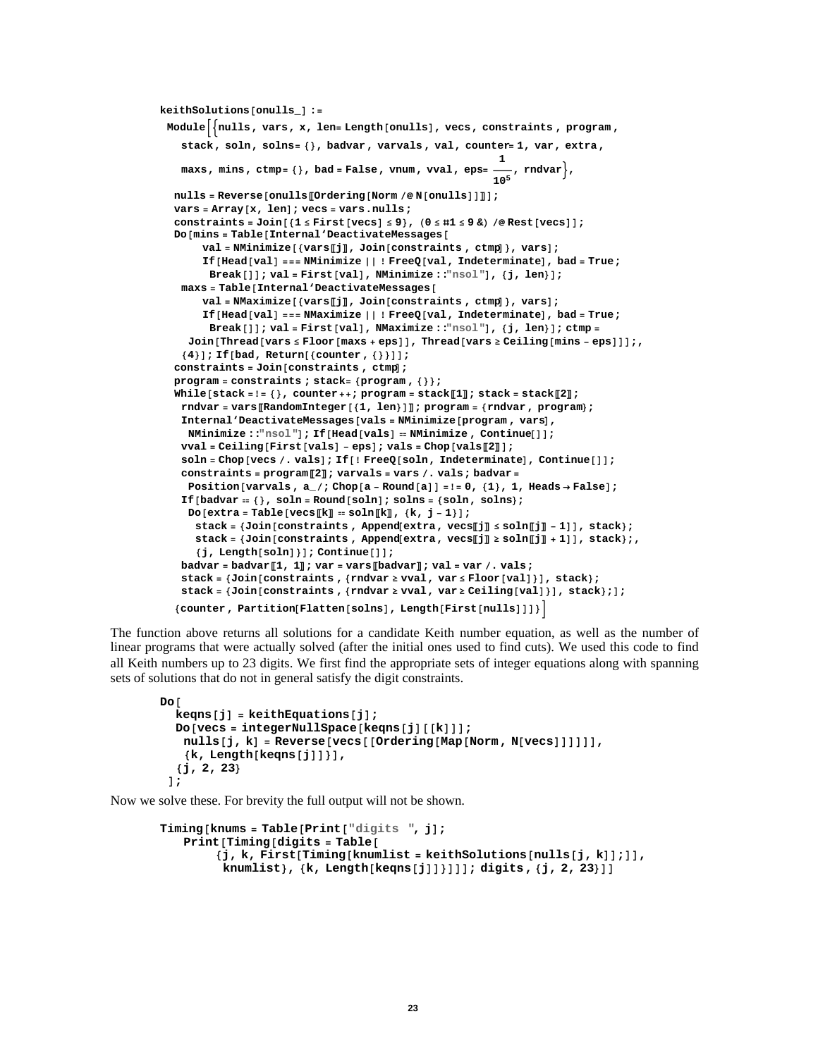```
keithSolutions[onulls_] :=
 Module[{nulls, vars, x, len = Length[onulls], vecs, constraints, program,
   stack, soln, solns = {}, badvar, varvals, val, counter = 1, var, extra,
   maxs, mins, ctmp = {}, bad = False, vnum, vval, eps = 1/10^5, rndvar},
  nulls = Reverse[onulls[[Ordering[Norm /@ N[onulls]]]]];
  vars = Array[x, len]; vecs = vars.nulls;
  constraints = Join[{1 ≤ First[vecs] ≤ 9}, (0 ≤ #1 ≤ 9 &) /@ Rest[vecs]];
  Do[mins = Table[Internal`DeactivateMessages[
       val = NMinimize[{vars[[j]], Join[constraints, ctmp]}, vars];
       If[Head[val] === NMinimize || ! FreeQ[val, Indeterminate], bad = True;
        Break[]]; val = First[val], NMinimize::"nsol"], {j, len}];
   maxs = Table[Internal`DeactivateMessages[
       val = NMaximize[{vars[[j]], Join[constraints, ctmp]}, vars];
       If[Head[val] === NMaximize || ! FreeQ[val, Indeterminate], bad = True;
        Break[]]; val = First[val], NMaximize::"nsol"], {j, len}]; ctmp =
    Join[Thread[vars ≤ Floor[maxs + eps]], Thread[vars ≥ Ceiling[mins - eps]]];,
   {4}]; If[bad, Return[{counter, {}}]];
  constraints = Join[constraints, ctmp];
  program = constraints; stack = {program, {}};
  While[stack =!= {}, counter++; program = stack[[1]]; stack = stack[[2]];
   rndvar = vars[[RandomInteger[{1, len}]]]; program = {rndvar, program};
   Internal`DeactivateMessages[vals = NMinimize[program, vars],
    NMinimize::"nsol"]; If[Head[vals] == NMinimize, Continue[]];
   vval = Ceiling[First[vals] - eps]; vals = Chop[vals[[2]]];
   soln = Chop[vecs /. vals]; If[! FreeQ[soln, Indeterminate], Continue[]];
   constraints = program[[2]]; varvals = vars /. vals; badvar =
    Position[varvals, a_ /; Chop[a - Round[a]] =!= 0, {1}, 1, Heads → False];
   If[badvar == {}, soln = Round[soln]; solns = {soln, solns};
    Do[extra = Table[vecs[[k]] == soln[[k]], {k, j - 1}];
     stack = {Join[constraints, Append[extra, vecs[[j]] ≤ soln[[j]] - 1]], stack};
     stack = {Join[constraints, Append[extra, vecs[[j]] ≥ soln[[j]] + 1]], stack};,
     {j, Length[soln]}]; Continue[]];
   badvar = badvar[[1, 1]]; var = vars[[badvar]]; val = var /. vals;
   stack = {Join[constraints, {rndvar ≥ vval, var ≤ Floor[val]}], stack};
   stack = {Join[constraints, {rndvar ≥ vval, var ≥ Ceiling[val]}], stack};];
  {counter, Partition[Flatten[solns], Length[First[nulls]]]}]
```

The function above returns all solutions for a candidate Keith number equation, as well as the number of linear programs that were actually solved (after the initial ones used to find cuts). We used this code to find all Keith numbers up to 23 digits. We first find the appropriate sets of integer equations along with spanning sets of solutions that do not in general satisfy the digit constraints.

```
Do[
  keqns[j] = keithEquations[j];
  Do[vecs = integerNullSpace[keqns[j][[k]]];
   nulls[j, k] = Reverse[vecs[[Ordering[Map[Norm, N[vecs]]]]]],
   {k, Length[keqns[j]]}],
  {j, 2, 23}
 ];
```

Now we solve these. For brevity the full output will not be shown.

```
Timing[knums = Table[Print["digits ", j];
   Print[Timing[digits = Table[
       {j, k, First[Timing[knumlist = keithSolutions[nulls[j, k]];]],
        knumlist}, {k, Length[keqns[j]]}]]]; digits, {j, 2, 23}]]
```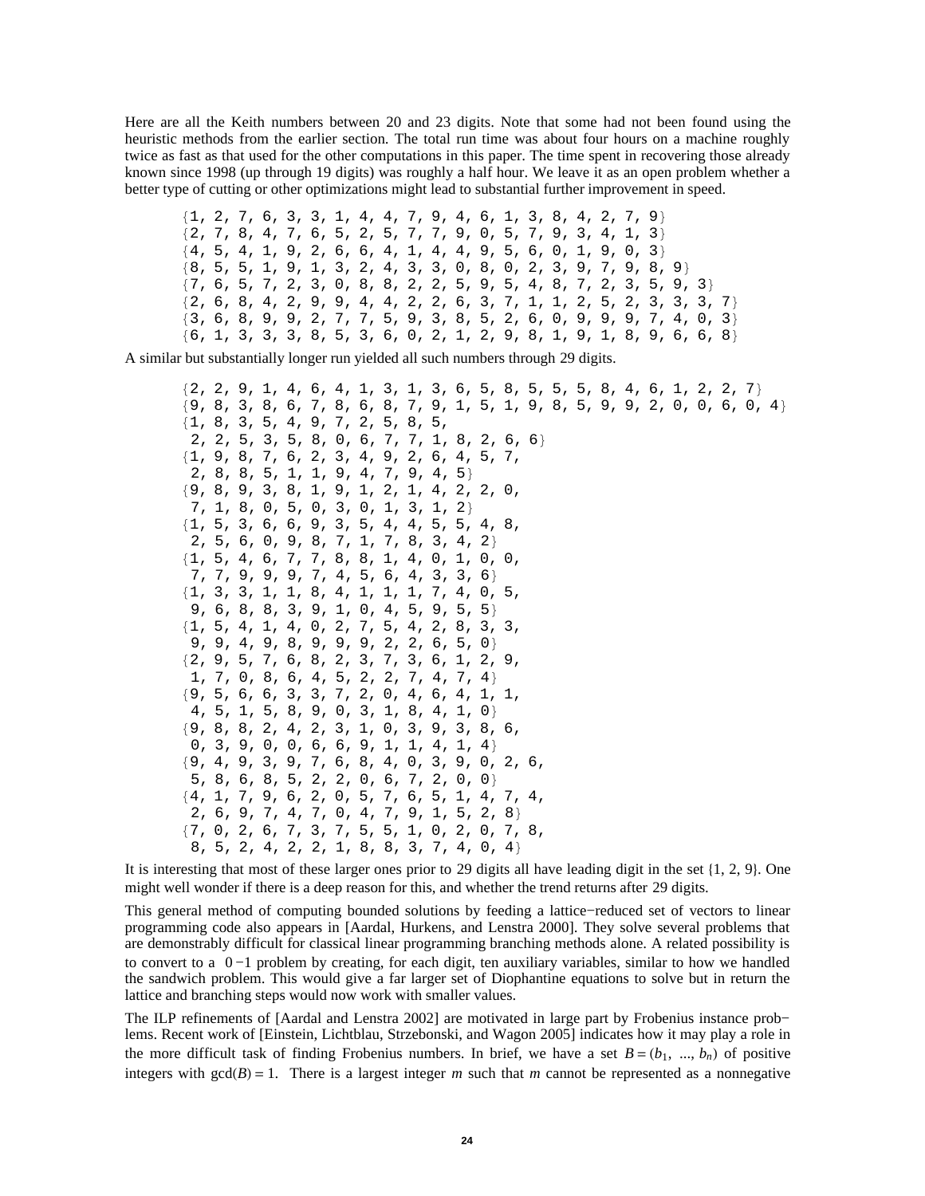Here are all the Keith numbers between 20 and 23 digits. Note that some had not been found using the heuristic methods from the earlier section. The total run time was about four hours on a machine roughly twice as fast as that used for the other computations in this paper. The time spent in recovering those already known since 1998 (up through 19 digits) was roughly a half hour. We leave it as an open problem whether a better type of cutting or other optimizations might lead to substantial further improvement in speed.

```
{1, 2, 7, 6, 3, 3, 1, 4, 4, 7, 9, 4, 6, 1, 3, 8, 4, 2, 7, 9}
{2, 7, 8, 4, 7, 6, 5, 2, 5, 7, 7, 9, 0, 5, 7, 9, 3, 4, 1, 3}
{4, 5, 4, 1, 9, 2, 6, 6, 4, 1, 4, 4, 9, 5, 6, 0, 1, 9, 0, 3}
{8, 5, 5, 1, 9, 1, 3, 2, 4, 3, 3, 0, 8, 0, 2, 3, 9, 7, 9, 8, 9}
{7, 6, 5, 7, 2, 3, 0, 8, 8, 2, 2, 5, 9, 5, 4, 8, 7, 2, 3, 5, 9, 3}
{2, 6, 8, 4, 2, 9, 9, 4, 4, 2, 2, 6, 3, 7, 1, 1, 2, 5, 2, 3, 3, 3, 7}
{3, 6, 8, 9, 9, 2, 7, 7, 5, 9, 3, 8, 5, 2, 6, 0, 9, 9, 9, 7, 4, 0, 3}
{6, 1, 3, 3, 3, 8, 5, 3, 6, 0, 2, 1, 2, 9, 8, 1, 9, 1, 8, 9, 6, 6, 8}
```

A similar but substantially longer run yielded all such numbers through 29 digits.

```
{2, 2, 9, 1, 4, 6, 4, 1, 3, 1, 3, 6, 5, 8, 5, 5, 5, 8, 4, 6, 1, 2, 2, 7}
{9, 8, 3, 8, 6, 7, 8, 6, 8, 7, 9, 1, 5, 1, 9, 8, 5, 9, 9, 2, 0, 0, 6, 0, 4}
{1, 8, 3, 5, 4, 9, 7, 2, 5, 8, 5,
 2, 2, 5, 3, 5, 8, 0, 6, 7, 7, 1, 8, 2, 6, 6}
{1, 9, 8, 7, 6, 2, 3, 4, 9, 2, 6, 4, 5, 7,
 2, 8, 8, 5, 1, 1, 9, 4, 7, 9, 4, 5}
{9, 8, 9, 3, 8, 1, 9, 1, 2, 1, 4, 2, 2, 0,
 7, 1, 8, 0, 5, 0, 3, 0, 1, 3, 1, 2}
{1, 5, 3, 6, 6, 9, 3, 5, 4, 4, 5, 5, 4, 8,
 2, 5, 6, 0, 9, 8, 7, 1, 7, 8, 3, 4, 2}
{1, 5, 4, 6, 7, 7, 8, 8, 1, 4, 0, 1, 0, 0,
 7, 7, 9, 9, 9, 7, 4, 5, 6, 4, 3, 3, 6}
{1, 3, 3, 1, 1, 8, 4, 1, 1, 1, 7, 4, 0, 5,
 9, 6, 8, 8, 3, 9, 1, 0, 4, 5, 9, 5, 5}
{1, 5, 4, 1, 4, 0, 2, 7, 5, 4, 2, 8, 3, 3,
 9, 9, 4, 9, 8, 9, 9, 9, 2, 2, 6, 5, 0}
{2, 9, 5, 7, 6, 8, 2, 3, 7, 3, 6, 1, 2, 9,
 1, 7, 0, 8, 6, 4, 5, 2, 2, 7, 4, 7, 4}
{9, 5, 6, 6, 3, 3, 7, 2, 0, 4, 6, 4, 1, 1,
 4, 5, 1, 5, 8, 9, 0, 3, 1, 8, 4, 1, 0}
{9, 8, 8, 2, 4, 2, 3, 1, 0, 3, 9, 3, 8, 6,
 0, 3, 9, 0, 0, 6, 6, 9, 1, 1, 4, 1, 4}
{9, 4, 9, 3, 9, 7, 6, 8, 4, 0, 3, 9, 0, 2, 6,
 5, 8, 6, 8, 5, 2, 2, 0, 6, 7, 2, 0, 0}
{4, 1, 7, 9, 6, 2, 0, 5, 7, 6, 5, 1, 4, 7, 4,
 2, 6, 9, 7, 4, 7, 0, 4, 7, 9, 1, 5, 2, 8}
{7, 0, 2, 6, 7, 3, 7, 5, 5, 1, 0, 2, 0, 7, 8,
 8, 5, 2, 4, 2, 2, 1, 8, 8, 3, 7, 4, 0, 4}
```

It is interesting that most of these larger ones prior to 29 digits all have leading digit in the set {1, 2, 9}. One might well wonder if there is a deep reason for this, and whether the trend returns after 29 digits.

This general method of computing bounded solutions by feeding a lattice−reduced set of vectors to linear programming code also appears in [Aardal, Hurkens, and Lenstra 2000]. They solve several problems that are demonstrably difficult for classical linear programming branching methods alone. A related possibility is to convert to a $0-1$ problem by creating, for each digit, ten auxiliary variables, similar to how we handled the sandwich problem. This would give a far larger set of Diophantine equations to solve but in return the lattice and branching steps would now work with smaller values.

The ILP refinements of [Aardal and Lenstra 2002] are motivated in large part by Frobenius instance problems. Recent work of [Einstein, Lichtblau, Strzebonski, and Wagon 2005] indicates how it may play a role in the more difficult task of finding Frobenius numbers. In brief, we have a set $B = (b_1, \ldots, b_n)$ of positive integers with $\gcd(B) = 1$. There is a largest integer $m$ such that $m$ cannot be represented as a nonnegative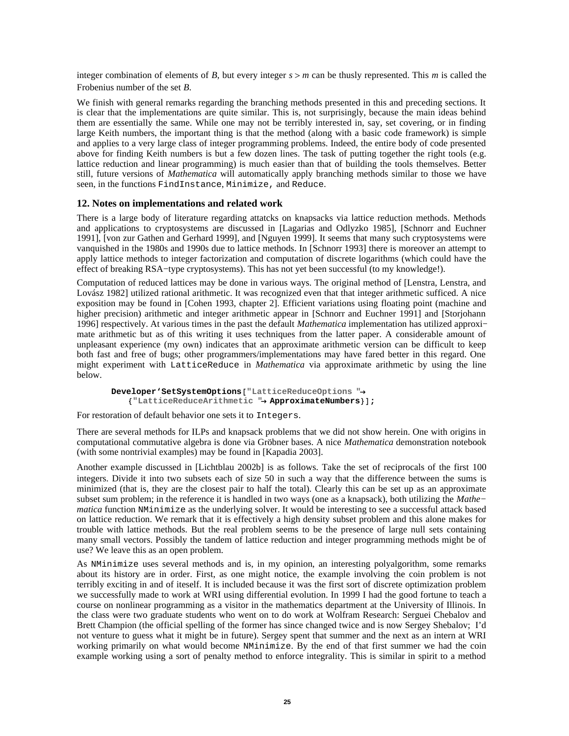integer combination of elements of $B$, but every integer $s > m$ can be thusly represented. This $m$ is called the Frobenius number of the set $B$.

We finish with general remarks regarding the branching methods presented in this and preceding sections. It is clear that the implementations are quite similar. This is, not surprisingly, because the main ideas behind them are essentially the same. While one may not be terribly interested in, say, set covering, or in finding large Keith numbers, the important thing is that the method (along with a basic code framework) is simple and applies to a very large class of integer programming problems. Indeed, the entire body of code presented above for finding Keith numbers is but a few dozen lines. The task of putting together the right tools (e.g. lattice reduction and linear programming) is much easier than that of building the tools themselves. Better still, future versions of *Mathematica* will automatically apply branching methods similar to those we have seen, in the functions `FindInstance`, `Minimize,` and `Reduce`.

## 12. Notes on implementations and related work

There is a large body of literature regarding attatcks on knapsacks via lattice reduction methods. Methods and applications to cryptosystems are discussed in [Lagarias and Odlyzko 1985], [Schnorr and Euchner 1991], [von zur Gathen and Gerhard 1999], and [Nguyen 1999]. It seems that many such cryptosystems were vanquished in the 1980s and 1990s due to lattice methods. In [Schnorr 1993] there is moreover an attempt to apply lattice methods to integer factorization and computation of discrete logarithms (which could have the effect of breaking RSA−type cryptosystems). This has not yet been successful (to my knowledge!).

Computation of reduced lattices may be done in various ways. The original method of [Lenstra, Lenstra, and Lovász 1982] utilized rational arithmetic. It was recognized even that that integer arithmetic sufficed. A nice exposition may be found in [Cohen 1993, chapter 2]. Efficient variations using floating point (machine and higher precision) arithmetic and integer arithmetic appear in [Schnorr and Euchner 1991] and [Storjohann 1996] respectively. At various times in the past the default *Mathematica* implementation has utilized approximate arithmetic but as of this writing it uses techniques from the latter paper. A considerable amount of unpleasant experience (my own) indicates that an approximate arithmetic version can be difficult to keep both fast and free of bugs; other programmers/implementations may have fared better in this regard. One might experiment with `LatticeReduce` in *Mathematica* via approximate arithmetic by using the line below.

```
Developer`SetSystemOptions["LatticeReduceOptions "→
   {"LatticeReduceArithmetic "→ ApproximateNumbers}];
```

For restoration of default behavior one sets it to `Integers`.

There are several methods for ILPs and knapsack problems that we did not show herein. One with origins in computational commutative algebra is done via Gröbner bases. A nice *Mathematica* demonstration notebook (with some nontrivial examples) may be found in [Kapadia 2003].

Another example discussed in [Lichtblau 2002b] is as follows. Take the set of reciprocals of the first 100 integers. Divide it into two subsets each of size 50 in such a way that the difference between the sums is minimized (that is, they are the closest pair to half the total). Clearly this can be set up as an approximate subset sum problem; in the reference it is handled in two ways (one as a knapsack), both utilizing the *Mathematica* function `NMinimize` as the underlying solver. It would be interesting to see a successful attack based on lattice reduction. We remark that it is effectively a high density subset problem and this alone makes for trouble with lattice methods. But the real problem seems to be the presence of large null sets containing many small vectors. Possibly the tandem of lattice reduction and integer programming methods might be of use? We leave this as an open problem.

As `NMinimize` uses several methods and is, in my opinion, an interesting polyalgorithm, some remarks about its history are in order. First, as one might notice, the example involving the coin problem is not terribly exciting in and of iteself. It is included because it was the first sort of discrete optimization problem we successfully made to work at WRI using differential evolution. In 1999 I had the good fortune to teach a course on nonlinear programming as a visitor in the mathematics department at the University of Illinois. In the class were two graduate students who went on to do work at Wolfram Research: Serguei Chebalov and Brett Champion (the official spelling of the former has since changed twice and is now Sergey Shebalov; I'd not venture to guess what it might be in future). Sergey spent that summer and the next as an intern at WRI working primarily on what would become `NMinimize`. By the end of that first summer we had the coin example working using a sort of penalty method to enforce integrality. This is similar in spirit to a method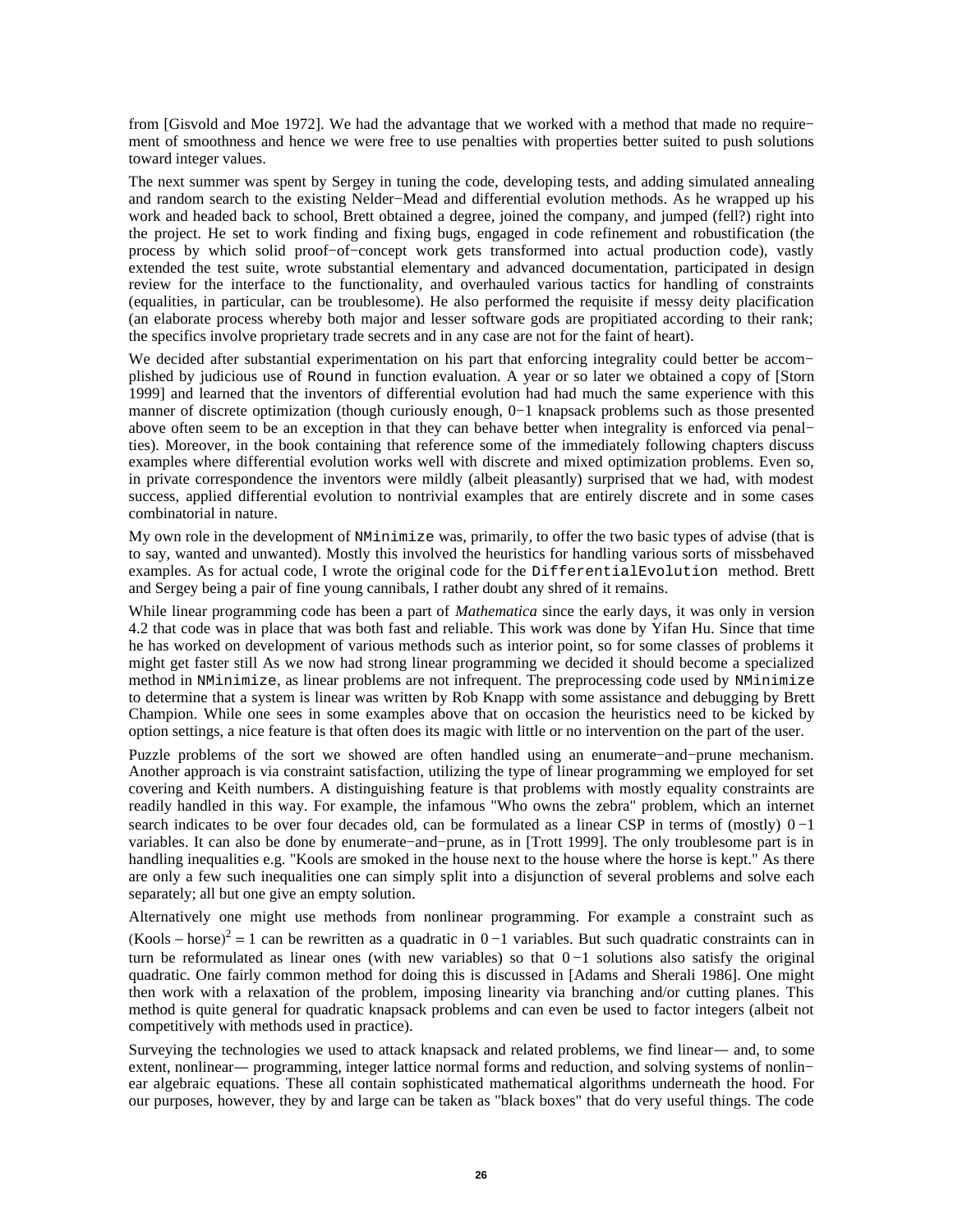from [Gisvold and Moe 1972]. We had the advantage that we worked with a method that made no requirement of smoothness and hence we were free to use penalties with properties better suited to push solutions toward integer values.

The next summer was spent by Sergey in tuning the code, developing tests, and adding simulated annealing and random search to the existing Nelder−Mead and differential evolution methods. As he wrapped up his work and headed back to school, Brett obtained a degree, joined the company, and jumped (fell?) right into the project. He set to work finding and fixing bugs, engaged in code refinement and robustification (the process by which solid proof−of−concept work gets transformed into actual production code), vastly extended the test suite, wrote substantial elementary and advanced documentation, participated in design review for the interface to the functionality, and overhauled various tactics for handling of constraints (equalities, in particular, can be troublesome). He also performed the requisite if messy deity placification (an elaborate process whereby both major and lesser software gods are propitiated according to their rank; the specifics involve proprietary trade secrets and in any case are not for the faint of heart).

We decided after substantial experimentation on his part that enforcing integrality could better be accomplished by judicious use of `Round` in function evaluation. A year or so later we obtained a copy of [Storn 1999] and learned that the inventors of differential evolution had had much the same experience with this manner of discrete optimization (though curiously enough, 0−1 knapsack problems such as those presented above often seem to be an exception in that they can behave better when integrality is enforced via penalties). Moreover, in the book containing that reference some of the immediately following chapters discuss examples where differential evolution works well with discrete and mixed optimization problems. Even so, in private correspondence the inventors were mildly (albeit pleasantly) surprised that we had, with modest success, applied differential evolution to nontrivial examples that are entirely discrete and in some cases combinatorial in nature.

My own role in the development of `NMinimize` was, primarily, to offer the two basic types of advise (that is to say, wanted and unwanted). Mostly this involved the heuristics for handling various sorts of missbehaved examples. As for actual code, I wrote the original code for the `DifferentialEvolution` method. Brett and Sergey being a pair of fine young cannibals, I rather doubt any shred of it remains.

While linear programming code has been a part of *Mathematica* since the early days, it was only in version 4.2 that code was in place that was both fast and reliable. This work was done by Yifan Hu. Since that time he has worked on development of various methods such as interior point, so for some classes of problems it might get faster still As we now had strong linear programming we decided it should become a specialized method in `NMinimize`, as linear problems are not infrequent. The preprocessing code used by `NMinimize` to determine that a system is linear was written by Rob Knapp with some assistance and debugging by Brett Champion. While one sees in some examples above that on occasion the heuristics need to be kicked by option settings, a nice feature is that often does its magic with little or no intervention on the part of the user.

Puzzle problems of the sort we showed are often handled using an enumerate−and−prune mechanism. Another approach is via constraint satisfaction, utilizing the type of linear programming we employed for set covering and Keith numbers. A distinguishing feature is that problems with mostly equality constraints are readily handled in this way. For example, the infamous "Who owns the zebra" problem, which an internet search indicates to be over four decades old, can be formulated as a linear CSP in terms of (mostly) $0-1$ variables. It can also be done by enumerate−and−prune, as in [Trott 1999]. The only troublesome part is in handling inequalities e.g. "Kools are smoked in the house next to the house where the horse is kept." As there are only a few such inequalities one can simply split into a disjunction of several problems and solve each separately; all but one give an empty solution.

Alternatively one might use methods from nonlinear programming. For example a constraint such as $(\text{Kools} - \text{horse})^2 = 1$ can be rewritten as a quadratic in $0-1$ variables. But such quadratic constraints can in turn be reformulated as linear ones (with new variables) so that $0-1$ solutions also satisfy the original quadratic. One fairly common method for doing this is discussed in [Adams and Sherali 1986]. One might then work with a relaxation of the problem, imposing linearity via branching and/or cutting planes. This method is quite general for quadratic knapsack problems and can even be used to factor integers (albeit not competitively with methods used in practice).

Surveying the technologies we used to attack knapsack and related problems, we find linear— and, to some extent, nonlinear— programming, integer lattice normal forms and reduction, and solving systems of nonlinear algebraic equations. These all contain sophisticated mathematical algorithms underneath the hood. For our purposes, however, they by and large can be taken as "black boxes" that do very useful things. The code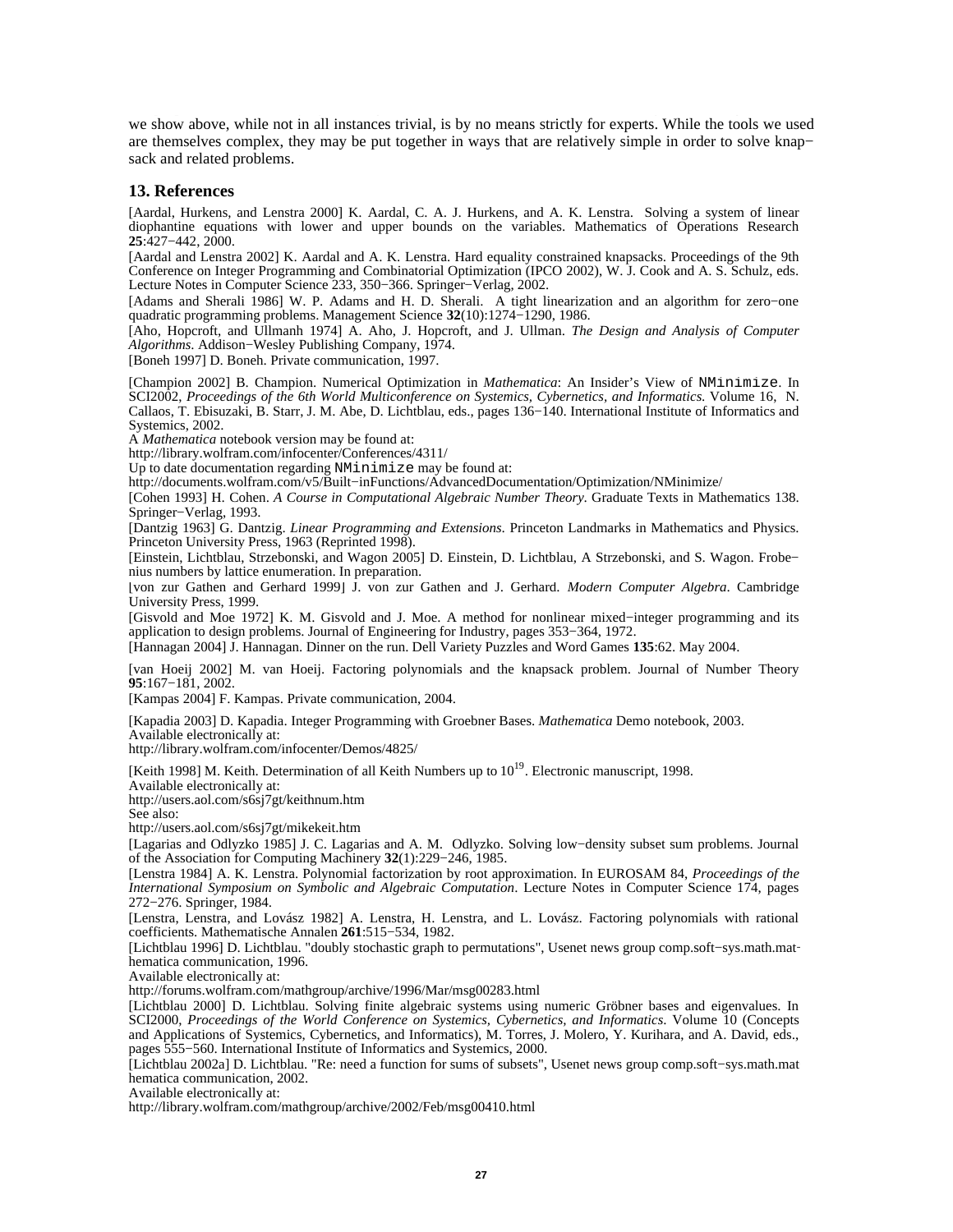we show above, while not in all instances trivial, is by no means strictly for experts. While the tools we used are themselves complex, they may be put together in ways that are relatively simple in order to solve knapsack and related problems.

## 13. References

[Aardal, Hurkens, and Lenstra 2000] K. Aardal, C. A. J. Hurkens, and A. K. Lenstra. Solving a system of linear diophantine equations with lower and upper bounds on the variables. Mathematics of Operations Research **25**:427−442, 2000.

[Aardal and Lenstra 2002] K. Aardal and A. K. Lenstra. Hard equality constrained knapsacks. Proceedings of the 9th Conference on Integer Programming and Combinatorial Optimization (IPCO 2002), W. J. Cook and A. S. Schulz, eds. Lecture Notes in Computer Science 233, 350−366. Springer−Verlag, 2002.

[Adams and Sherali 1986] W. P. Adams and H. D. Sherali. A tight linearization and an algorithm for zero−one quadratic programming problems. Management Science **32**(10):1274−1290, 1986.

[Aho, Hopcroft, and Ullmanh 1974] A. Aho, J. Hopcroft, and J. Ullman. *The Design and Analysis of Computer Algorithms*. Addison−Wesley Publishing Company, 1974.

[Boneh 1997] D. Boneh. Private communication, 1997.

[Champion 2002] B. Champion. Numerical Optimization in *Mathematica*: An Insider's View of `NMinimize`. In SCI2002, *Proceedings of the 6th World Multiconference on Systemics, Cybernetics, and Informatics.* Volume 16, N. Callaos, T. Ebisuzaki, B. Starr, J. M. Abe, D. Lichtblau, eds., pages 136−140. International Institute of Informatics and Systemics, 2002.
A *Mathematica* notebook version may be found at:
http://library.wolfram.com/infocenter/Conferences/4311/
Up to date documentation regarding `NMinimize` may be found at:
http://documents.wolfram.com/v5/Built−inFunctions/AdvancedDocumentation/Optimization/NMinimize/

[Cohen 1993] H. Cohen. *A Course in Computational Algebraic Number Theory*. Graduate Texts in Mathematics 138. Springer−Verlag, 1993.

[Dantzig 1963] G. Dantzig. *Linear Programming and Extensions*. Princeton Landmarks in Mathematics and Physics. Princeton University Press, 1963 (Reprinted 1998).

[Einstein, Lichtblau, Strzebonski, and Wagon 2005] D. Einstein, D. Lichtblau, A Strzebonski, and S. Wagon. Frobenius numbers by lattice enumeration. In preparation.

[von zur Gathen and Gerhard 1999] J. von zur Gathen and J. Gerhard. *Modern Computer Algebra*. Cambridge University Press, 1999.

[Gisvold and Moe 1972] K. M. Gisvold and J. Moe. A method for nonlinear mixed−integer programming and its application to design problems. Journal of Engineering for Industry, pages 353−364, 1972.

[Hannagan 2004] J. Hannagan. Dinner on the run. Dell Variety Puzzles and Word Games **135**:62. May 2004.

[van Hoeij 2002] M. van Hoeij. Factoring polynomials and the knapsack problem. Journal of Number Theory **95**:167−181, 2002.

[Kampas 2004] F. Kampas. Private communication, 2004.

[Kapadia 2003] D. Kapadia. Integer Programming with Groebner Bases. *Mathematica* Demo notebook, 2003.
Available electronically at:
http://library.wolfram.com/infocenter/Demos/4825/

[Keith 1998] M. Keith. Determination of all Keith Numbers up to $10^{19}$. Electronic manuscript, 1998.
Available electronically at:
http://users.aol.com/s6sj7gt/keithnum.htm
See also:
http://users.aol.com/s6sj7gt/mikekeit.htm

[Lagarias and Odlyzko 1985] J. C. Lagarias and A. M. Odlyzko. Solving low−density subset sum problems. Journal of the Association for Computing Machinery **32**(1):229−246, 1985.

[Lenstra 1984] A. K. Lenstra. Polynomial factorization by root approximation. In EUROSAM 84, *Proceedings of the International Symposium on Symbolic and Algebraic Computation*. Lecture Notes in Computer Science 174, pages 272−276. Springer, 1984.

[Lenstra, Lenstra, and Lovász 1982] A. Lenstra, H. Lenstra, and L. Lovász. Factoring polynomials with rational coefficients. Mathematische Annalen **261**:515−534, 1982.

[Lichtblau 1996] D. Lichtblau. "doubly stochastic graph to permutations", Usenet news group comp.soft−sys.math.mathematica communication, 1996.
Available electronically at:
http://forums.wolfram.com/mathgroup/archive/1996/Mar/msg00283.html

[Lichtblau 2000] D. Lichtblau. Solving finite algebraic systems using numeric Gröbner bases and eigenvalues. In SCI2000, *Proceedings of the World Conference on Systemics, Cybernetics, and Informatics*. Volume 10 (Concepts and Applications of Systemics, Cybernetics, and Informatics), M. Torres, J. Molero, Y. Kurihara, and A. David, eds., pages 555−560. International Institute of Informatics and Systemics, 2000.

[Lichtblau 2002a] D. Lichtblau. "Re: need a function for sums of subsets", Usenet news group comp.soft−sys.math.mathematica communication, 2002.
Available electronically at:
http://library.wolfram.com/mathgroup/archive/2002/Feb/msg00410.html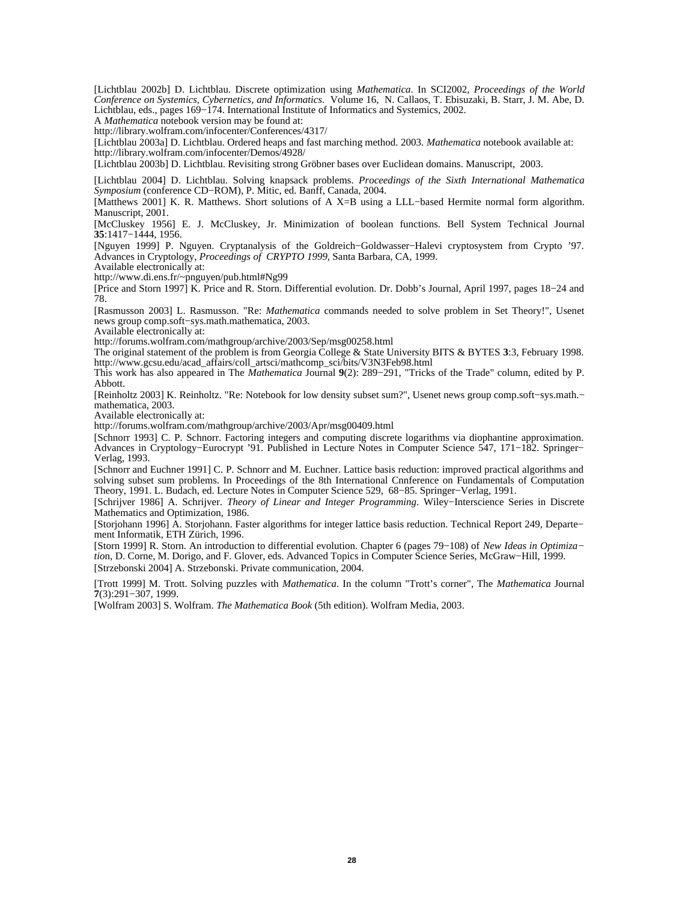[Lichtblau 2002b] D. Lichtblau. Discrete optimization using *Mathematica*. In SCI2002, *Proceedings of the World Conference on Systemics, Cybernetics, and Informatics*. Volume 16, N. Callaos, T. Ebisuzaki, B. Starr, J. M. Abe, D. Lichtblau, eds., pages 169−174. International Institute of Informatics and Systemics, 2002.
A *Mathematica* notebook version may be found at:
http://library.wolfram.com/infocenter/Conferences/4317/

[Lichtblau 2003a] D. Lichtblau. Ordered heaps and fast marching method. 2003. *Mathematica* notebook available at:
http://library.wolfram.com/infocenter/Demos/4928/

[Lichtblau 2003b] D. Lichtblau. Revisiting strong Gröbner bases over Euclidean domains. Manuscript, 2003.

[Lichtblau 2004] D. Lichtblau. Solving knapsack problems. *Proceedings of the Sixth International Mathematica Symposium* (conference CD−ROM), P. Mitic, ed. Banff, Canada, 2004.

[Matthews 2001] K. R. Matthews. Short solutions of A X=B using a LLL−based Hermite normal form algorithm. Manuscript, 2001.

[McCluskey 1956] E. J. McCluskey, Jr. Minimization of boolean functions. Bell System Technical Journal **35**:1417−1444, 1956.

[Nguyen 1999] P. Nguyen. Cryptanalysis of the Goldreich−Goldwasser−Halevi cryptosystem from Crypto '97. Advances in Cryptology, *Proceedings of CRYPTO 1999*, Santa Barbara, CA, 1999.
Available electronically at:
http://www.di.ens.fr/~pnguyen/pub.html#Ng99

[Price and Storn 1997] K. Price and R. Storn. Differential evolution. Dr. Dobb's Journal, April 1997, pages 18−24 and 78.

[Rasmusson 2003] L. Rasmusson. "Re: *Mathematica* commands needed to solve problem in Set Theory!", Usenet news group comp.soft−sys.math.mathematica, 2003.
Available electronically at:
http://forums.wolfram.com/mathgroup/archive/2003/Sep/msg00258.html
The original statement of the problem is from Georgia College & State University BITS & BYTES **3**:3, February 1998.
http://www.gcsu.edu/acad_affairs/coll_artsci/mathcomp_sci/bits/V3N3Feb98.html
This work has also appeared in The *Mathematica* Journal **9**(2): 289−291, "Tricks of the Trade" column, edited by P. Abbott.

[Reinholtz 2003] K. Reinholtz. "Re: Notebook for low density subset sum?", Usenet news group comp.soft−sys.math.−mathematica, 2003.
Available electronically at:
http://forums.wolfram.com/mathgroup/archive/2003/Apr/msg00409.html

[Schnorr 1993] C. P. Schnorr. Factoring integers and computing discrete logarithms via diophantine approximation. Advances in Cryptology−Eurocrypt '91. Published in Lecture Notes in Computer Science 547, 171−182. Springer−Verlag, 1993.

[Schnorr and Euchner 1991] C. P. Schnorr and M. Euchner. Lattice basis reduction: improved practical algorithms and solving subset sum problems. In Proceedings of the 8th International Cnnference on Fundamentals of Computation Theory, 1991. L. Budach, ed. Lecture Notes in Computer Science 529, 68−85. Springer−Verlag, 1991.

[Schrijver 1986] A. Schrijver. *Theory of Linear and Integer Programming*. Wiley−Interscience Series in Discrete Mathematics and Optimization, 1986.

[Storjohann 1996] A. Storjohann. Faster algorithms for integer lattice basis reduction. Technical Report 249, Departe−ment Informatik, ETH Zürich, 1996.

[Storn 1999] R. Storn. An introduction to differential evolution. Chapter 6 (pages 79−108) of *New Ideas in Optimiza−tion*, D. Corne, M. Dorigo, and F. Glover, eds. Advanced Topics in Computer Science Series, McGraw−Hill, 1999.

[Strzebonski 2004] A. Strzebonski. Private communication, 2004.

[Trott 1999] M. Trott. Solving puzzles with *Mathematica*. In the column "Trott's corner", The *Mathematica* Journal **7**(3):291−307, 1999.

[Wolfram 2003] S. Wolfram. *The Mathematica Book* (5th edition). Wolfram Media, 2003.